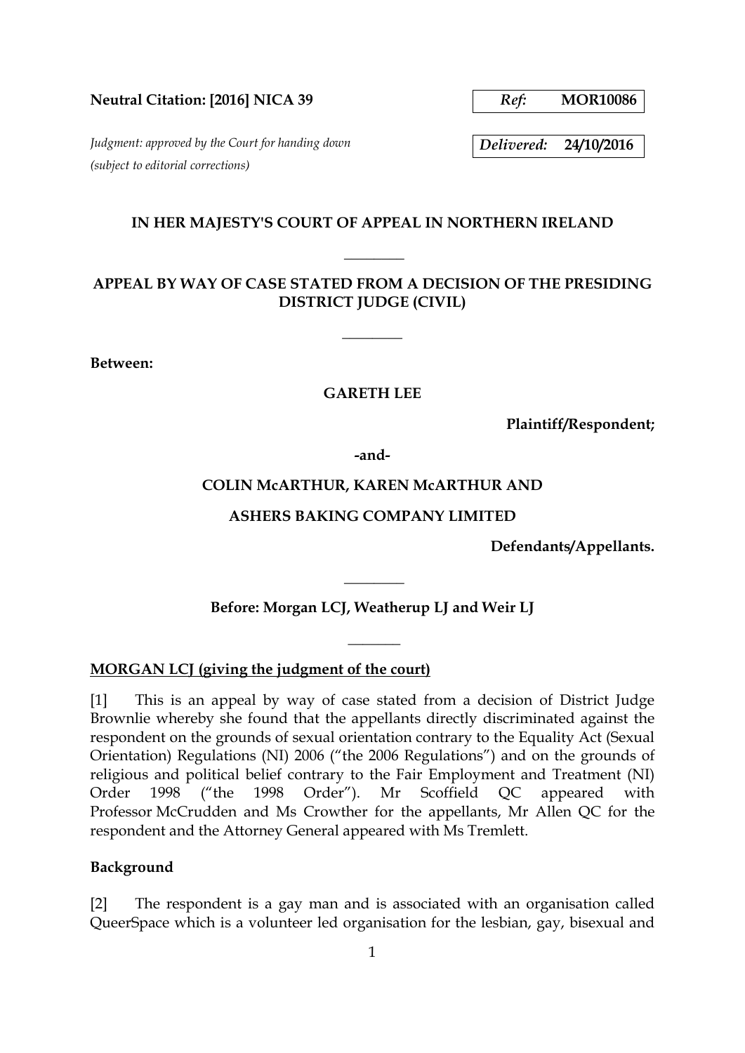**Neutral Citation: [2016] NICA 39**

*Judgment: approved by the Court for handing down*
*(subject to editorial corrections)*

| | |
|---|---|
| *Ref:* | **MOR10086** |
| *Delivered:* | **24/10/2016** |

**IN HER MAJESTY'S COURT OF APPEAL IN NORTHERN IRELAND**

________

**APPEAL BY WAY OF CASE STATED FROM A DECISION OF THE PRESIDING DISTRICT JUDGE (CIVIL)**

________

**Between:**

**GARETH LEE**

**Plaintiff/Respondent;**

**-and-**

**COLIN McARTHUR, KAREN McARTHUR AND**

**ASHERS BAKING COMPANY LIMITED**

**Defendants/Appellants.**

________

**Before: Morgan LCJ, Weatherup LJ and Weir LJ**

_______

**MORGAN LCJ (giving the judgment of the court)**

[1] This is an appeal by way of case stated from a decision of District Judge Brownlie whereby she found that the appellants directly discriminated against the respondent on the grounds of sexual orientation contrary to the Equality Act (Sexual Orientation) Regulations (NI) 2006 ("the 2006 Regulations") and on the grounds of religious and political belief contrary to the Fair Employment and Treatment (NI) Order 1998 ("the 1998 Order"). Mr Scoffield QC appeared with Professor McCrudden and Ms Crowther for the appellants, Mr Allen QC for the respondent and the Attorney General appeared with Ms Tremlett.

**Background**

[2] The respondent is a gay man and is associated with an organisation called QueerSpace which is a volunteer led organisation for the lesbian, gay, bisexual and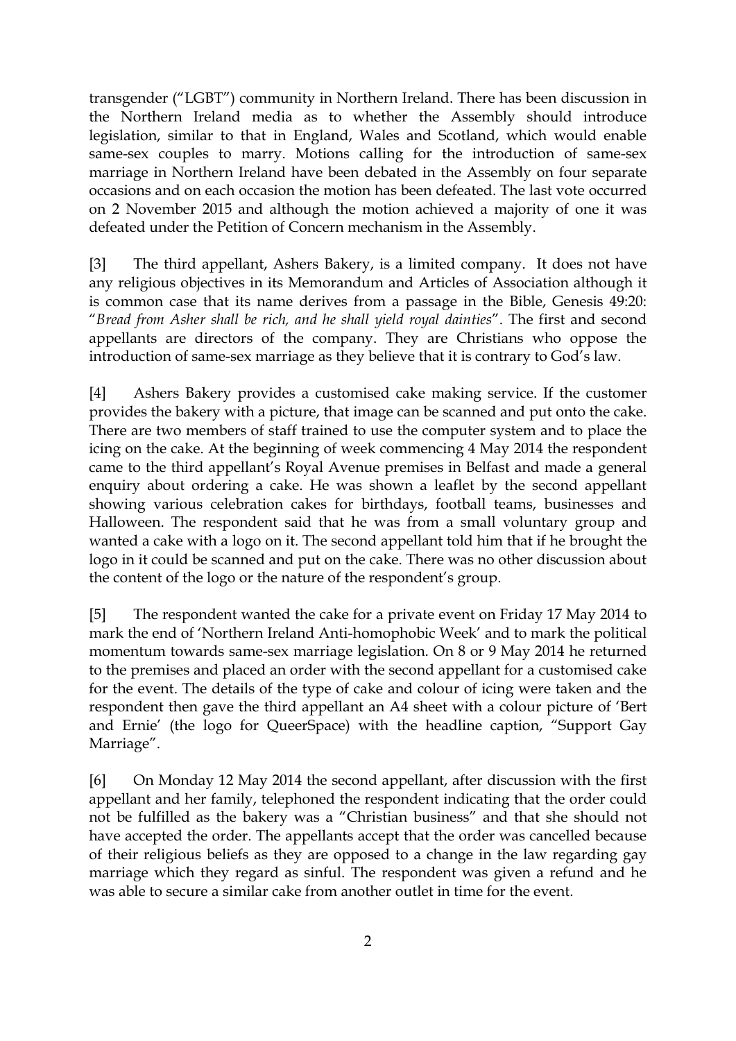transgender ("LGBT") community in Northern Ireland. There has been discussion in the Northern Ireland media as to whether the Assembly should introduce legislation, similar to that in England, Wales and Scotland, which would enable same-sex couples to marry. Motions calling for the introduction of same-sex marriage in Northern Ireland have been debated in the Assembly on four separate occasions and on each occasion the motion has been defeated. The last vote occurred on 2 November 2015 and although the motion achieved a majority of one it was defeated under the Petition of Concern mechanism in the Assembly.

[3] The third appellant, Ashers Bakery, is a limited company. It does not have any religious objectives in its Memorandum and Articles of Association although it is common case that its name derives from a passage in the Bible, Genesis 49:20: "*Bread from Asher shall be rich, and he shall yield royal dainties*". The first and second appellants are directors of the company. They are Christians who oppose the introduction of same-sex marriage as they believe that it is contrary to God's law.

[4] Ashers Bakery provides a customised cake making service. If the customer provides the bakery with a picture, that image can be scanned and put onto the cake. There are two members of staff trained to use the computer system and to place the icing on the cake. At the beginning of week commencing 4 May 2014 the respondent came to the third appellant's Royal Avenue premises in Belfast and made a general enquiry about ordering a cake. He was shown a leaflet by the second appellant showing various celebration cakes for birthdays, football teams, businesses and Halloween. The respondent said that he was from a small voluntary group and wanted a cake with a logo on it. The second appellant told him that if he brought the logo in it could be scanned and put on the cake. There was no other discussion about the content of the logo or the nature of the respondent's group.

[5] The respondent wanted the cake for a private event on Friday 17 May 2014 to mark the end of 'Northern Ireland Anti-homophobic Week' and to mark the political momentum towards same-sex marriage legislation. On 8 or 9 May 2014 he returned to the premises and placed an order with the second appellant for a customised cake for the event. The details of the type of cake and colour of icing were taken and the respondent then gave the third appellant an A4 sheet with a colour picture of 'Bert and Ernie' (the logo for QueerSpace) with the headline caption, "Support Gay Marriage".

[6] On Monday 12 May 2014 the second appellant, after discussion with the first appellant and her family, telephoned the respondent indicating that the order could not be fulfilled as the bakery was a "Christian business" and that she should not have accepted the order. The appellants accept that the order was cancelled because of their religious beliefs as they are opposed to a change in the law regarding gay marriage which they regard as sinful. The respondent was given a refund and he was able to secure a similar cake from another outlet in time for the event.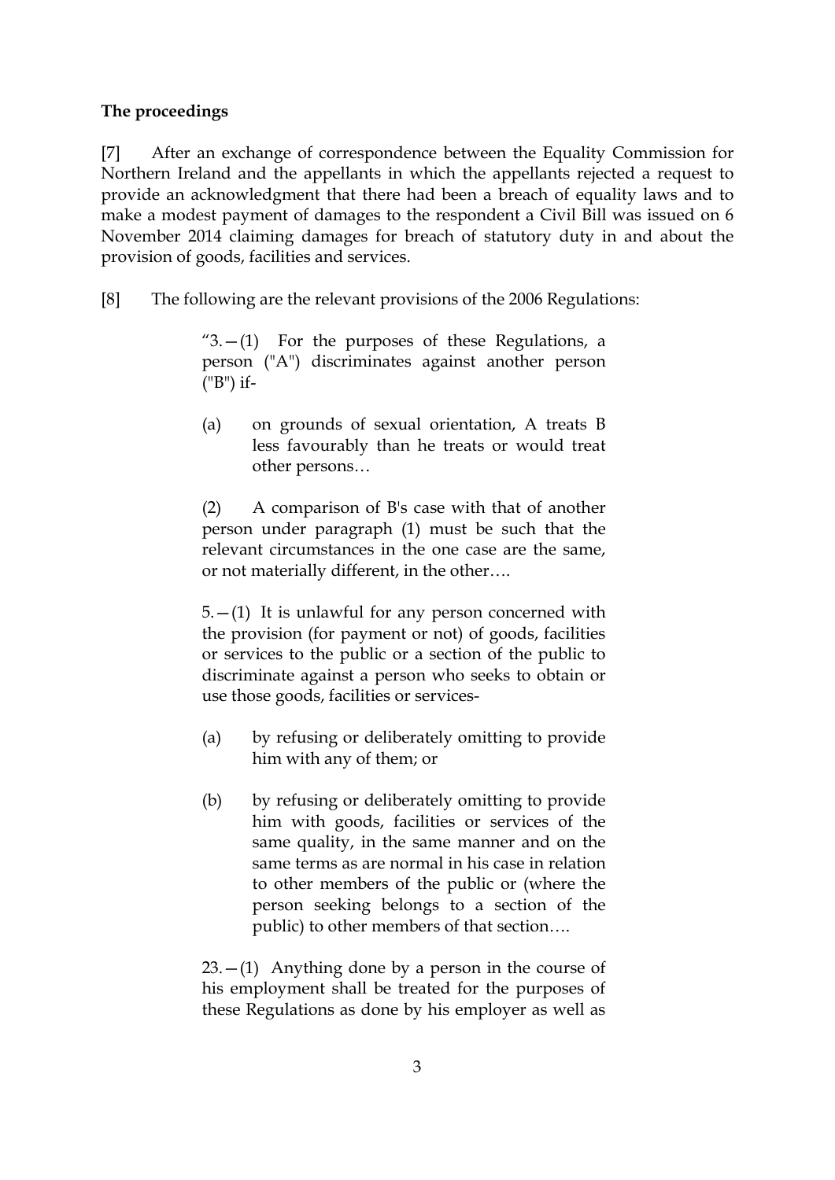**The proceedings**

[7] After an exchange of correspondence between the Equality Commission for Northern Ireland and the appellants in which the appellants rejected a request to provide an acknowledgment that there had been a breach of equality laws and to make a modest payment of damages to the respondent a Civil Bill was issued on 6 November 2014 claiming damages for breach of statutory duty in and about the provision of goods, facilities and services.

[8] The following are the relevant provisions of the 2006 Regulations:

> "3.—(1) For the purposes of these Regulations, a person ("A") discriminates against another person ("B") if-
>
> (a) on grounds of sexual orientation, A treats B less favourably than he treats or would treat other persons…
>
> (2) A comparison of B's case with that of another person under paragraph (1) must be such that the relevant circumstances in the one case are the same, or not materially different, in the other….
>
> 5.—(1) It is unlawful for any person concerned with the provision (for payment or not) of goods, facilities or services to the public or a section of the public to discriminate against a person who seeks to obtain or use those goods, facilities or services-
>
> (a) by refusing or deliberately omitting to provide him with any of them; or
>
> (b) by refusing or deliberately omitting to provide him with goods, facilities or services of the same quality, in the same manner and on the same terms as are normal in his case in relation to other members of the public or (where the person seeking belongs to a section of the public) to other members of that section….
>
> 23.—(1) Anything done by a person in the course of his employment shall be treated for the purposes of these Regulations as done by his employer as well as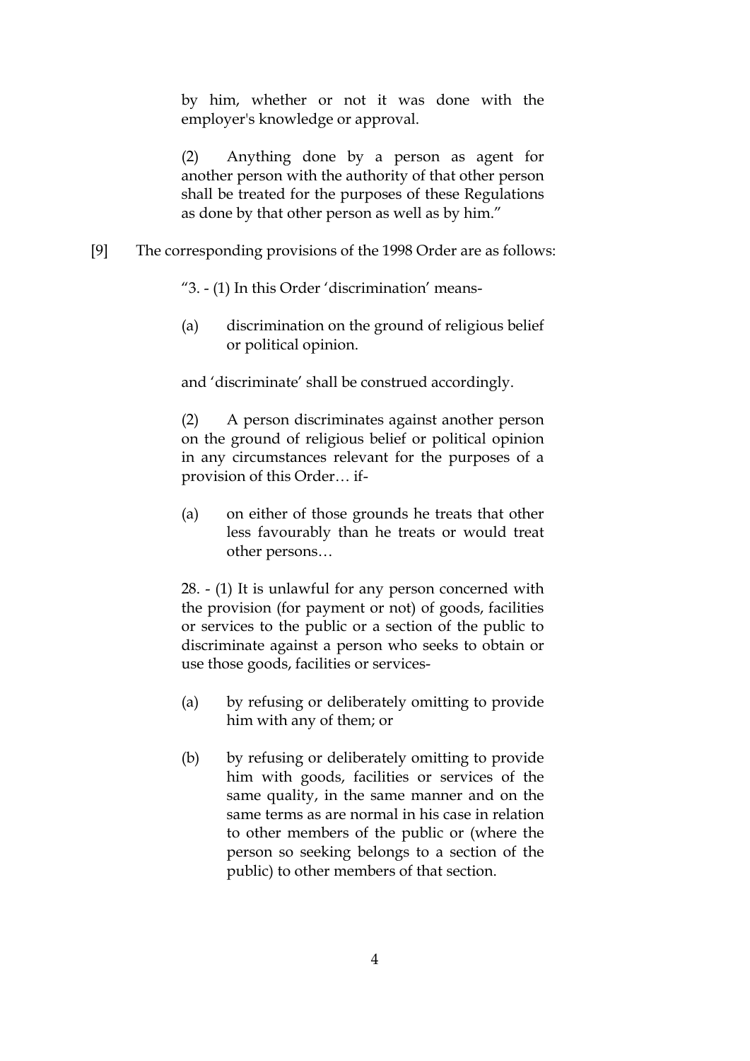by him, whether or not it was done with the employer's knowledge or approval.

(2) Anything done by a person as agent for another person with the authority of that other person shall be treated for the purposes of these Regulations as done by that other person as well as by him."

[9] The corresponding provisions of the 1998 Order are as follows:

"3. - (1) In this Order 'discrimination' means-

(a) discrimination on the ground of religious belief or political opinion.

and 'discriminate' shall be construed accordingly.

(2) A person discriminates against another person on the ground of religious belief or political opinion in any circumstances relevant for the purposes of a provision of this Order… if-

(a) on either of those grounds he treats that other less favourably than he treats or would treat other persons…

28. - (1) It is unlawful for any person concerned with the provision (for payment or not) of goods, facilities or services to the public or a section of the public to discriminate against a person who seeks to obtain or use those goods, facilities or services-

(a) by refusing or deliberately omitting to provide him with any of them; or

(b) by refusing or deliberately omitting to provide him with goods, facilities or services of the same quality, in the same manner and on the same terms as are normal in his case in relation to other members of the public or (where the person so seeking belongs to a section of the public) to other members of that section.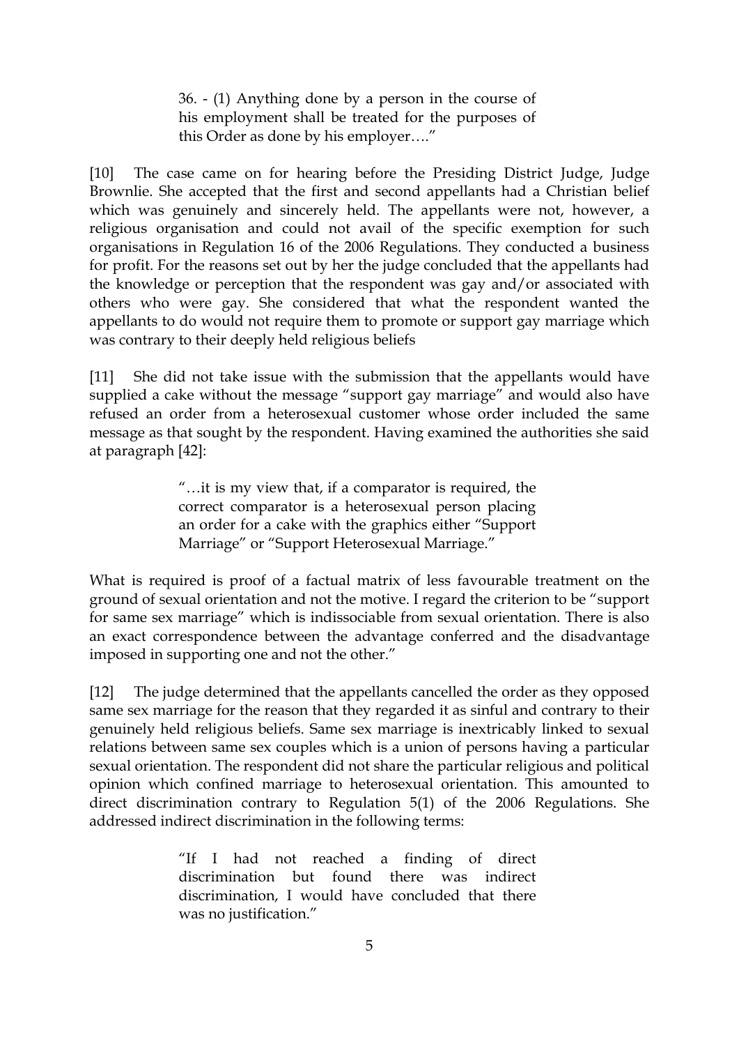> 36. - (1) Anything done by a person in the course of his employment shall be treated for the purposes of this Order as done by his employer…."

[10] The case came on for hearing before the Presiding District Judge, Judge Brownlie. She accepted that the first and second appellants had a Christian belief which was genuinely and sincerely held. The appellants were not, however, a religious organisation and could not avail of the specific exemption for such organisations in Regulation 16 of the 2006 Regulations. They conducted a business for profit. For the reasons set out by her the judge concluded that the appellants had the knowledge or perception that the respondent was gay and/or associated with others who were gay. She considered that what the respondent wanted the appellants to do would not require them to promote or support gay marriage which was contrary to their deeply held religious beliefs

[11] She did not take issue with the submission that the appellants would have supplied a cake without the message "support gay marriage" and would also have refused an order from a heterosexual customer whose order included the same message as that sought by the respondent. Having examined the authorities she said at paragraph [42]:

> "…it is my view that, if a comparator is required, the correct comparator is a heterosexual person placing an order for a cake with the graphics either "Support Marriage" or "Support Heterosexual Marriage."

What is required is proof of a factual matrix of less favourable treatment on the ground of sexual orientation and not the motive. I regard the criterion to be "support for same sex marriage" which is indissociable from sexual orientation. There is also an exact correspondence between the advantage conferred and the disadvantage imposed in supporting one and not the other."

[12] The judge determined that the appellants cancelled the order as they opposed same sex marriage for the reason that they regarded it as sinful and contrary to their genuinely held religious beliefs. Same sex marriage is inextricably linked to sexual relations between same sex couples which is a union of persons having a particular sexual orientation. The respondent did not share the particular religious and political opinion which confined marriage to heterosexual orientation. This amounted to direct discrimination contrary to Regulation 5(1) of the 2006 Regulations. She addressed indirect discrimination in the following terms:

> "If I had not reached a finding of direct discrimination but found there was indirect discrimination, I would have concluded that there was no justification."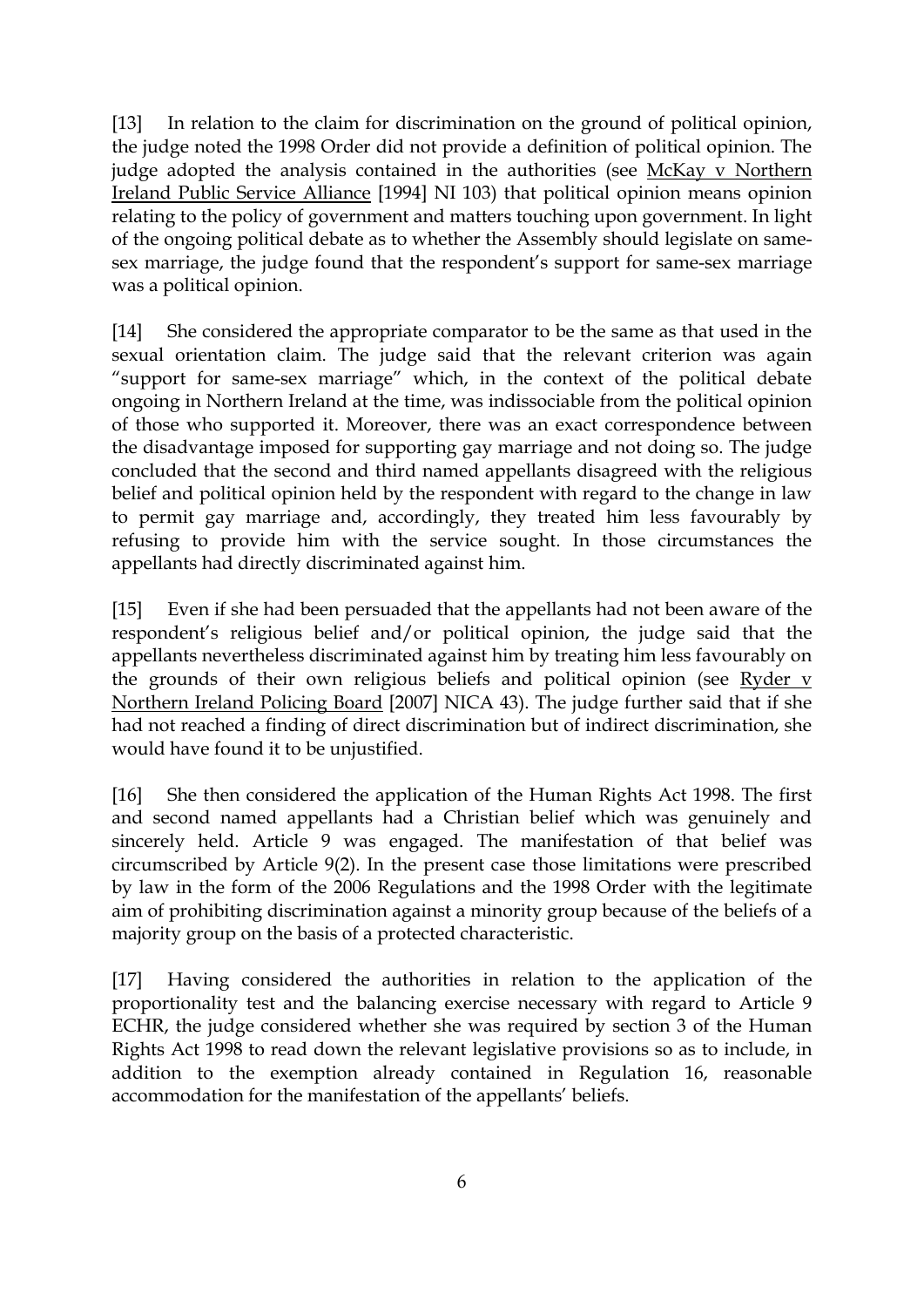[13] In relation to the claim for discrimination on the ground of political opinion, the judge noted the 1998 Order did not provide a definition of political opinion. The judge adopted the analysis contained in the authorities (see McKay v Northern Ireland Public Service Alliance [1994] NI 103) that political opinion means opinion relating to the policy of government and matters touching upon government. In light of the ongoing political debate as to whether the Assembly should legislate on same-sex marriage, the judge found that the respondent's support for same-sex marriage was a political opinion.

[14] She considered the appropriate comparator to be the same as that used in the sexual orientation claim. The judge said that the relevant criterion was again "support for same-sex marriage" which, in the context of the political debate ongoing in Northern Ireland at the time, was indissociable from the political opinion of those who supported it. Moreover, there was an exact correspondence between the disadvantage imposed for supporting gay marriage and not doing so. The judge concluded that the second and third named appellants disagreed with the religious belief and political opinion held by the respondent with regard to the change in law to permit gay marriage and, accordingly, they treated him less favourably by refusing to provide him with the service sought. In those circumstances the appellants had directly discriminated against him.

[15] Even if she had been persuaded that the appellants had not been aware of the respondent's religious belief and/or political opinion, the judge said that the appellants nevertheless discriminated against him by treating him less favourably on the grounds of their own religious beliefs and political opinion (see Ryder v Northern Ireland Policing Board [2007] NICA 43). The judge further said that if she had not reached a finding of direct discrimination but of indirect discrimination, she would have found it to be unjustified.

[16] She then considered the application of the Human Rights Act 1998. The first and second named appellants had a Christian belief which was genuinely and sincerely held. Article 9 was engaged. The manifestation of that belief was circumscribed by Article 9(2). In the present case those limitations were prescribed by law in the form of the 2006 Regulations and the 1998 Order with the legitimate aim of prohibiting discrimination against a minority group because of the beliefs of a majority group on the basis of a protected characteristic.

[17] Having considered the authorities in relation to the application of the proportionality test and the balancing exercise necessary with regard to Article 9 ECHR, the judge considered whether she was required by section 3 of the Human Rights Act 1998 to read down the relevant legislative provisions so as to include, in addition to the exemption already contained in Regulation 16, reasonable accommodation for the manifestation of the appellants' beliefs.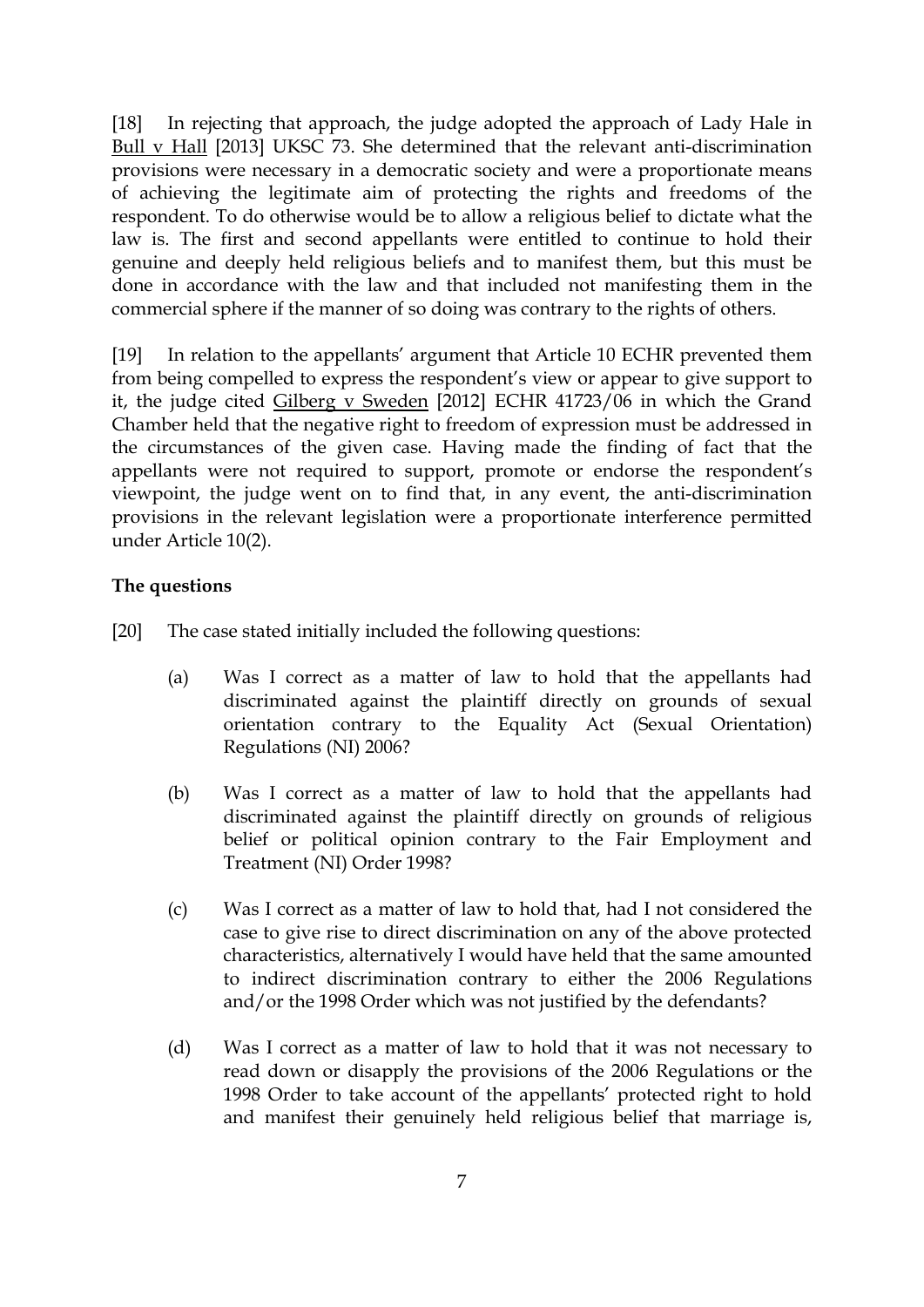[18] In rejecting that approach, the judge adopted the approach of Lady Hale in Bull v Hall [2013] UKSC 73. She determined that the relevant anti-discrimination provisions were necessary in a democratic society and were a proportionate means of achieving the legitimate aim of protecting the rights and freedoms of the respondent. To do otherwise would be to allow a religious belief to dictate what the law is. The first and second appellants were entitled to continue to hold their genuine and deeply held religious beliefs and to manifest them, but this must be done in accordance with the law and that included not manifesting them in the commercial sphere if the manner of so doing was contrary to the rights of others.

[19] In relation to the appellants' argument that Article 10 ECHR prevented them from being compelled to express the respondent's view or appear to give support to it, the judge cited Gilberg v Sweden [2012] ECHR 41723/06 in which the Grand Chamber held that the negative right to freedom of expression must be addressed in the circumstances of the given case. Having made the finding of fact that the appellants were not required to support, promote or endorse the respondent's viewpoint, the judge went on to find that, in any event, the anti-discrimination provisions in the relevant legislation were a proportionate interference permitted under Article 10(2).

**The questions**

[20] The case stated initially included the following questions:

(a) Was I correct as a matter of law to hold that the appellants had discriminated against the plaintiff directly on grounds of sexual orientation contrary to the Equality Act (Sexual Orientation) Regulations (NI) 2006?

(b) Was I correct as a matter of law to hold that the appellants had discriminated against the plaintiff directly on grounds of religious belief or political opinion contrary to the Fair Employment and Treatment (NI) Order 1998?

(c) Was I correct as a matter of law to hold that, had I not considered the case to give rise to direct discrimination on any of the above protected characteristics, alternatively I would have held that the same amounted to indirect discrimination contrary to either the 2006 Regulations and/or the 1998 Order which was not justified by the defendants?

(d) Was I correct as a matter of law to hold that it was not necessary to read down or disapply the provisions of the 2006 Regulations or the 1998 Order to take account of the appellants' protected right to hold and manifest their genuinely held religious belief that marriage is,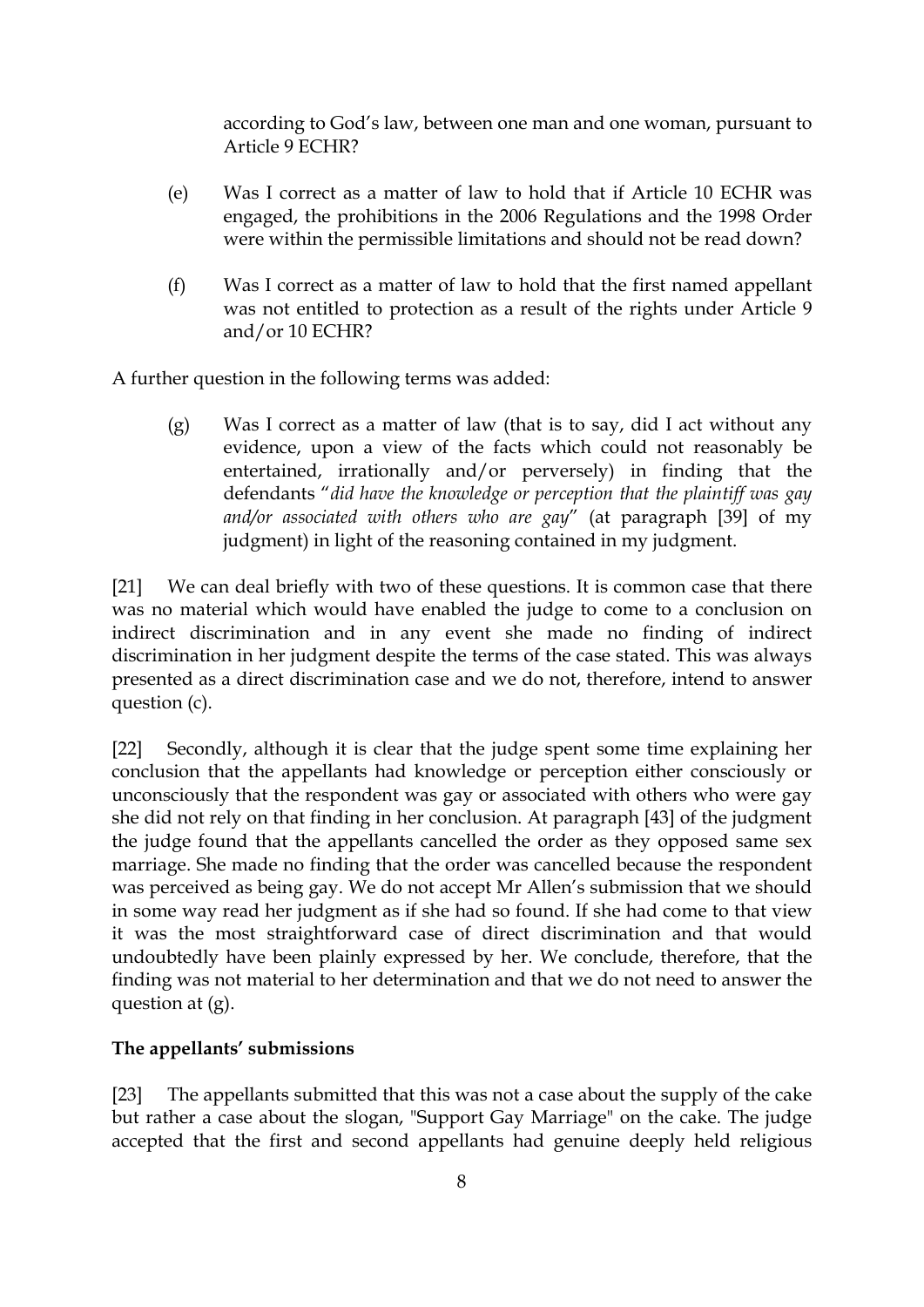according to God's law, between one man and one woman, pursuant to Article 9 ECHR?

(e) Was I correct as a matter of law to hold that if Article 10 ECHR was engaged, the prohibitions in the 2006 Regulations and the 1998 Order were within the permissible limitations and should not be read down?

(f) Was I correct as a matter of law to hold that the first named appellant was not entitled to protection as a result of the rights under Article 9 and/or 10 ECHR?

A further question in the following terms was added:

(g) Was I correct as a matter of law (that is to say, did I act without any evidence, upon a view of the facts which could not reasonably be entertained, irrationally and/or perversely) in finding that the defendants "*did have the knowledge or perception that the plaintiff was gay and/or associated with others who are gay*" (at paragraph [39] of my judgment) in light of the reasoning contained in my judgment.

[21] We can deal briefly with two of these questions. It is common case that there was no material which would have enabled the judge to come to a conclusion on indirect discrimination and in any event she made no finding of indirect discrimination in her judgment despite the terms of the case stated. This was always presented as a direct discrimination case and we do not, therefore, intend to answer question (c).

[22] Secondly, although it is clear that the judge spent some time explaining her conclusion that the appellants had knowledge or perception either consciously or unconsciously that the respondent was gay or associated with others who were gay she did not rely on that finding in her conclusion. At paragraph [43] of the judgment the judge found that the appellants cancelled the order as they opposed same sex marriage. She made no finding that the order was cancelled because the respondent was perceived as being gay. We do not accept Mr Allen's submission that we should in some way read her judgment as if she had so found. If she had come to that view it was the most straightforward case of direct discrimination and that would undoubtedly have been plainly expressed by her. We conclude, therefore, that the finding was not material to her determination and that we do not need to answer the question at (g).

**The appellants' submissions**

[23] The appellants submitted that this was not a case about the supply of the cake but rather a case about the slogan, "Support Gay Marriage" on the cake. The judge accepted that the first and second appellants had genuine deeply held religious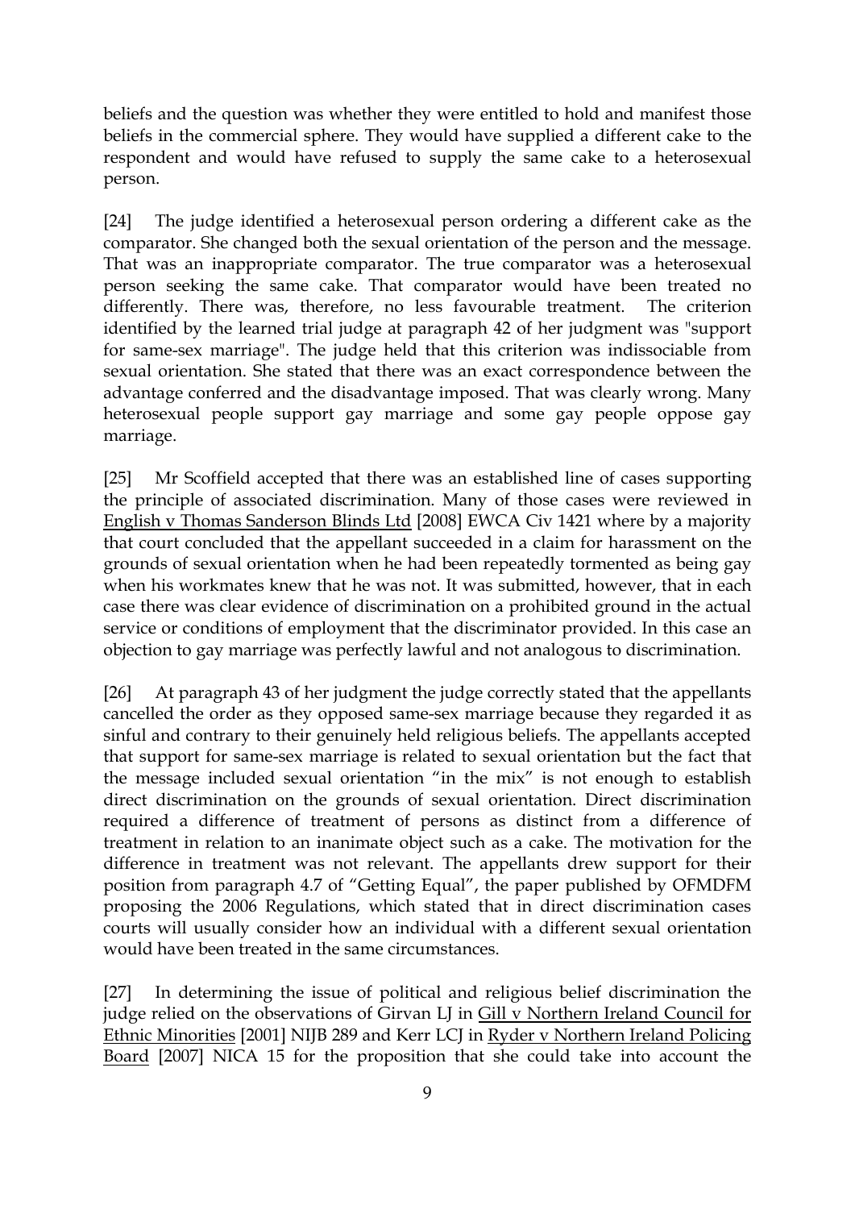beliefs and the question was whether they were entitled to hold and manifest those beliefs in the commercial sphere. They would have supplied a different cake to the respondent and would have refused to supply the same cake to a heterosexual person.

[24] The judge identified a heterosexual person ordering a different cake as the comparator. She changed both the sexual orientation of the person and the message. That was an inappropriate comparator. The true comparator was a heterosexual person seeking the same cake. That comparator would have been treated no differently. There was, therefore, no less favourable treatment. The criterion identified by the learned trial judge at paragraph 42 of her judgment was "support for same-sex marriage". The judge held that this criterion was indissociable from sexual orientation. She stated that there was an exact correspondence between the advantage conferred and the disadvantage imposed. That was clearly wrong. Many heterosexual people support gay marriage and some gay people oppose gay marriage.

[25] Mr Scoffield accepted that there was an established line of cases supporting the principle of associated discrimination. Many of those cases were reviewed in English v Thomas Sanderson Blinds Ltd [2008] EWCA Civ 1421 where by a majority that court concluded that the appellant succeeded in a claim for harassment on the grounds of sexual orientation when he had been repeatedly tormented as being gay when his workmates knew that he was not. It was submitted, however, that in each case there was clear evidence of discrimination on a prohibited ground in the actual service or conditions of employment that the discriminator provided. In this case an objection to gay marriage was perfectly lawful and not analogous to discrimination.

[26] At paragraph 43 of her judgment the judge correctly stated that the appellants cancelled the order as they opposed same-sex marriage because they regarded it as sinful and contrary to their genuinely held religious beliefs. The appellants accepted that support for same-sex marriage is related to sexual orientation but the fact that the message included sexual orientation "in the mix" is not enough to establish direct discrimination on the grounds of sexual orientation. Direct discrimination required a difference of treatment of persons as distinct from a difference of treatment in relation to an inanimate object such as a cake. The motivation for the difference in treatment was not relevant. The appellants drew support for their position from paragraph 4.7 of "Getting Equal", the paper published by OFMDFM proposing the 2006 Regulations, which stated that in direct discrimination cases courts will usually consider how an individual with a different sexual orientation would have been treated in the same circumstances.

[27] In determining the issue of political and religious belief discrimination the judge relied on the observations of Girvan LJ in Gill v Northern Ireland Council for Ethnic Minorities [2001] NIJB 289 and Kerr LCJ in Ryder v Northern Ireland Policing Board [2007] NICA 15 for the proposition that she could take into account the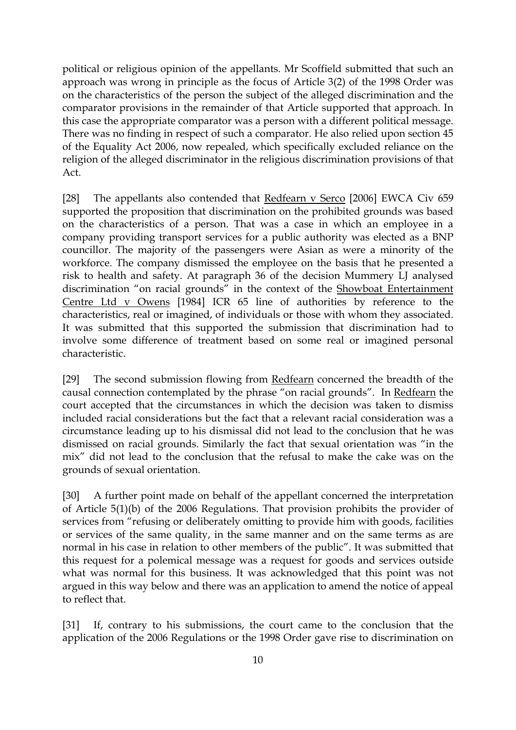political or religious opinion of the appellants. Mr Scoffield submitted that such an approach was wrong in principle as the focus of Article 3(2) of the 1998 Order was on the characteristics of the person the subject of the alleged discrimination and the comparator provisions in the remainder of that Article supported that approach. In this case the appropriate comparator was a person with a different political message. There was no finding in respect of such a comparator. He also relied upon section 45 of the Equality Act 2006, now repealed, which specifically excluded reliance on the religion of the alleged discriminator in the religious discrimination provisions of that Act.

[28] The appellants also contended that Redfearn v Serco [2006] EWCA Civ 659 supported the proposition that discrimination on the prohibited grounds was based on the characteristics of a person. That was a case in which an employee in a company providing transport services for a public authority was elected as a BNP councillor. The majority of the passengers were Asian as were a minority of the workforce. The company dismissed the employee on the basis that he presented a risk to health and safety. At paragraph 36 of the decision Mummery LJ analysed discrimination "on racial grounds" in the context of the Showboat Entertainment Centre Ltd v Owens [1984] ICR 65 line of authorities by reference to the characteristics, real or imagined, of individuals or those with whom they associated. It was submitted that this supported the submission that discrimination had to involve some difference of treatment based on some real or imagined personal characteristic.

[29] The second submission flowing from Redfearn concerned the breadth of the causal connection contemplated by the phrase "on racial grounds". In Redfearn the court accepted that the circumstances in which the decision was taken to dismiss included racial considerations but the fact that a relevant racial consideration was a circumstance leading up to his dismissal did not lead to the conclusion that he was dismissed on racial grounds. Similarly the fact that sexual orientation was "in the mix" did not lead to the conclusion that the refusal to make the cake was on the grounds of sexual orientation.

[30] A further point made on behalf of the appellant concerned the interpretation of Article 5(1)(b) of the 2006 Regulations. That provision prohibits the provider of services from "refusing or deliberately omitting to provide him with goods, facilities or services of the same quality, in the same manner and on the same terms as are normal in his case in relation to other members of the public". It was submitted that this request for a polemical message was a request for goods and services outside what was normal for this business. It was acknowledged that this point was not argued in this way below and there was an application to amend the notice of appeal to reflect that.

[31] If, contrary to his submissions, the court came to the conclusion that the application of the 2006 Regulations or the 1998 Order gave rise to discrimination on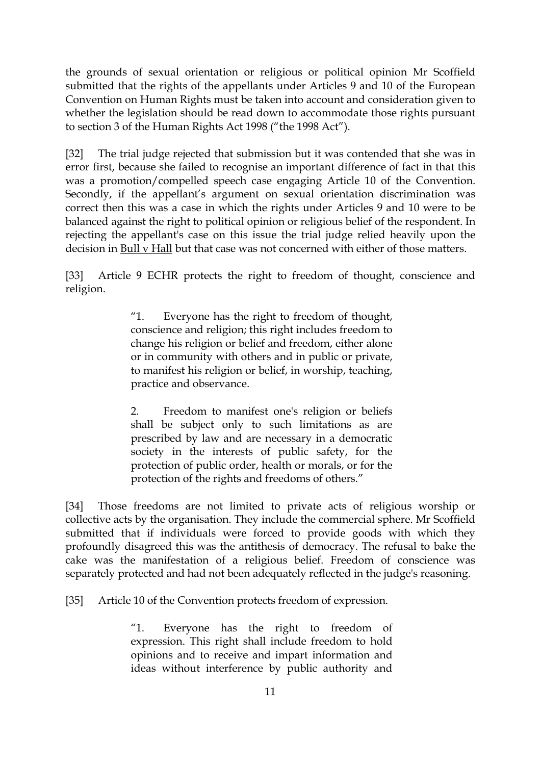the grounds of sexual orientation or religious or political opinion Mr Scoffield submitted that the rights of the appellants under Articles 9 and 10 of the European Convention on Human Rights must be taken into account and consideration given to whether the legislation should be read down to accommodate those rights pursuant to section 3 of the Human Rights Act 1998 ("the 1998 Act").

[32] The trial judge rejected that submission but it was contended that she was in error first, because she failed to recognise an important difference of fact in that this was a promotion/compelled speech case engaging Article 10 of the Convention. Secondly, if the appellant's argument on sexual orientation discrimination was correct then this was a case in which the rights under Articles 9 and 10 were to be balanced against the right to political opinion or religious belief of the respondent. In rejecting the appellant's case on this issue the trial judge relied heavily upon the decision in Bull v Hall but that case was not concerned with either of those matters.

[33] Article 9 ECHR protects the right to freedom of thought, conscience and religion.

> "1. Everyone has the right to freedom of thought, conscience and religion; this right includes freedom to change his religion or belief and freedom, either alone or in community with others and in public or private, to manifest his religion or belief, in worship, teaching, practice and observance.
>
> 2. Freedom to manifest one's religion or beliefs shall be subject only to such limitations as are prescribed by law and are necessary in a democratic society in the interests of public safety, for the protection of public order, health or morals, or for the protection of the rights and freedoms of others."

[34] Those freedoms are not limited to private acts of religious worship or collective acts by the organisation. They include the commercial sphere. Mr Scoffield submitted that if individuals were forced to provide goods with which they profoundly disagreed this was the antithesis of democracy. The refusal to bake the cake was the manifestation of a religious belief. Freedom of conscience was separately protected and had not been adequately reflected in the judge's reasoning.

[35] Article 10 of the Convention protects freedom of expression.

> "1. Everyone has the right to freedom of expression. This right shall include freedom to hold opinions and to receive and impart information and ideas without interference by public authority and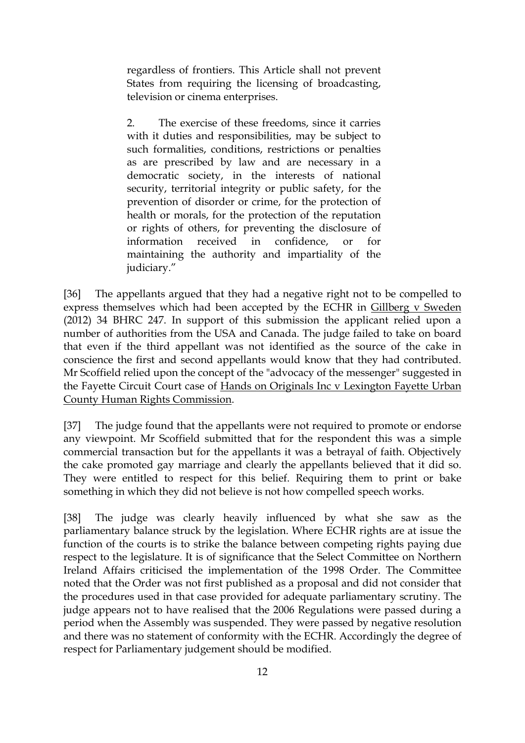> regardless of frontiers. This Article shall not prevent States from requiring the licensing of broadcasting, television or cinema enterprises.
>
> 2. The exercise of these freedoms, since it carries with it duties and responsibilities, may be subject to such formalities, conditions, restrictions or penalties as are prescribed by law and are necessary in a democratic society, in the interests of national security, territorial integrity or public safety, for the prevention of disorder or crime, for the protection of health or morals, for the protection of the reputation or rights of others, for preventing the disclosure of information received in confidence, or for maintaining the authority and impartiality of the judiciary."

[36] The appellants argued that they had a negative right not to be compelled to express themselves which had been accepted by the ECHR in Gillberg v Sweden (2012) 34 BHRC 247. In support of this submission the applicant relied upon a number of authorities from the USA and Canada. The judge failed to take on board that even if the third appellant was not identified as the source of the cake in conscience the first and second appellants would know that they had contributed. Mr Scoffield relied upon the concept of the "advocacy of the messenger" suggested in the Fayette Circuit Court case of Hands on Originals Inc v Lexington Fayette Urban County Human Rights Commission.

[37] The judge found that the appellants were not required to promote or endorse any viewpoint. Mr Scoffield submitted that for the respondent this was a simple commercial transaction but for the appellants it was a betrayal of faith. Objectively the cake promoted gay marriage and clearly the appellants believed that it did so. They were entitled to respect for this belief. Requiring them to print or bake something in which they did not believe is not how compelled speech works.

[38] The judge was clearly heavily influenced by what she saw as the parliamentary balance struck by the legislation. Where ECHR rights are at issue the function of the courts is to strike the balance between competing rights paying due respect to the legislature. It is of significance that the Select Committee on Northern Ireland Affairs criticised the implementation of the 1998 Order. The Committee noted that the Order was not first published as a proposal and did not consider that the procedures used in that case provided for adequate parliamentary scrutiny. The judge appears not to have realised that the 2006 Regulations were passed during a period when the Assembly was suspended. They were passed by negative resolution and there was no statement of conformity with the ECHR. Accordingly the degree of respect for Parliamentary judgement should be modified.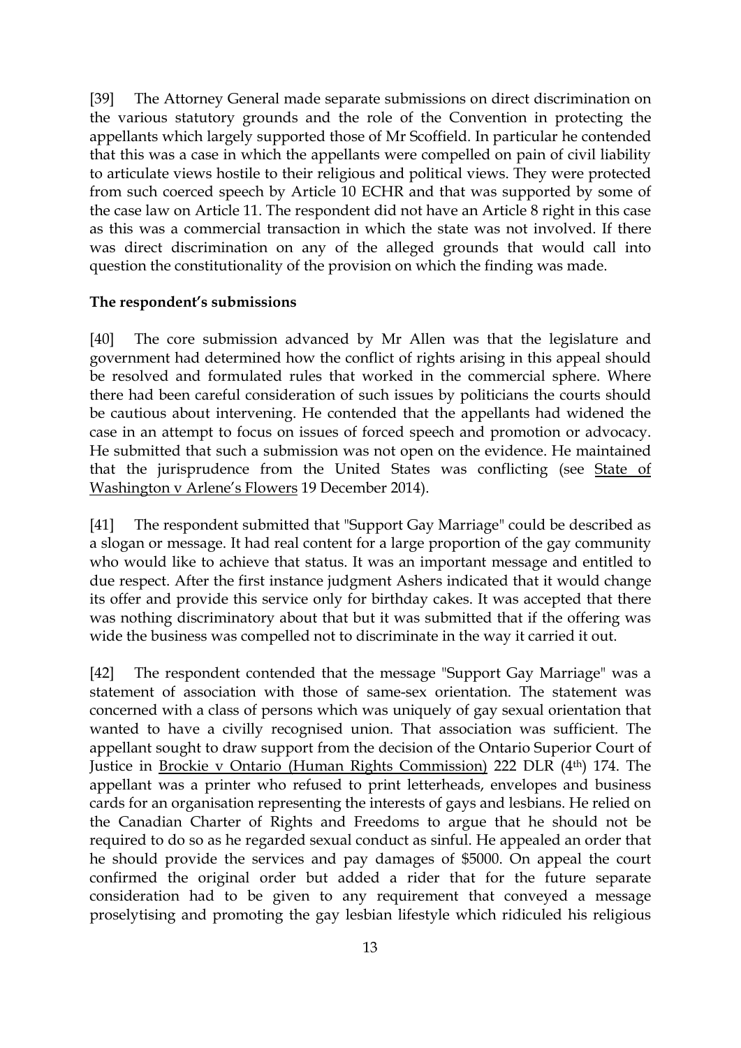[39] The Attorney General made separate submissions on direct discrimination on the various statutory grounds and the role of the Convention in protecting the appellants which largely supported those of Mr Scoffield. In particular he contended that this was a case in which the appellants were compelled on pain of civil liability to articulate views hostile to their religious and political views. They were protected from such coerced speech by Article 10 ECHR and that was supported by some of the case law on Article 11. The respondent did not have an Article 8 right in this case as this was a commercial transaction in which the state was not involved. If there was direct discrimination on any of the alleged grounds that would call into question the constitutionality of the provision on which the finding was made.

**The respondent's submissions**

[40] The core submission advanced by Mr Allen was that the legislature and government had determined how the conflict of rights arising in this appeal should be resolved and formulated rules that worked in the commercial sphere. Where there had been careful consideration of such issues by politicians the courts should be cautious about intervening. He contended that the appellants had widened the case in an attempt to focus on issues of forced speech and promotion or advocacy. He submitted that such a submission was not open on the evidence. He maintained that the jurisprudence from the United States was conflicting (see State of Washington v Arlene's Flowers 19 December 2014).

[41] The respondent submitted that "Support Gay Marriage" could be described as a slogan or message. It had real content for a large proportion of the gay community who would like to achieve that status. It was an important message and entitled to due respect. After the first instance judgment Ashers indicated that it would change its offer and provide this service only for birthday cakes. It was accepted that there was nothing discriminatory about that but it was submitted that if the offering was wide the business was compelled not to discriminate in the way it carried it out.

[42] The respondent contended that the message "Support Gay Marriage" was a statement of association with those of same-sex orientation. The statement was concerned with a class of persons which was uniquely of gay sexual orientation that wanted to have a civilly recognised union. That association was sufficient. The appellant sought to draw support from the decision of the Ontario Superior Court of Justice in Brockie v Ontario (Human Rights Commission) 222 DLR (4th) 174. The appellant was a printer who refused to print letterheads, envelopes and business cards for an organisation representing the interests of gays and lesbians. He relied on the Canadian Charter of Rights and Freedoms to argue that he should not be required to do so as he regarded sexual conduct as sinful. He appealed an order that he should provide the services and pay damages of $5000. On appeal the court confirmed the original order but added a rider that for the future separate consideration had to be given to any requirement that conveyed a message proselytising and promoting the gay lesbian lifestyle which ridiculed his religious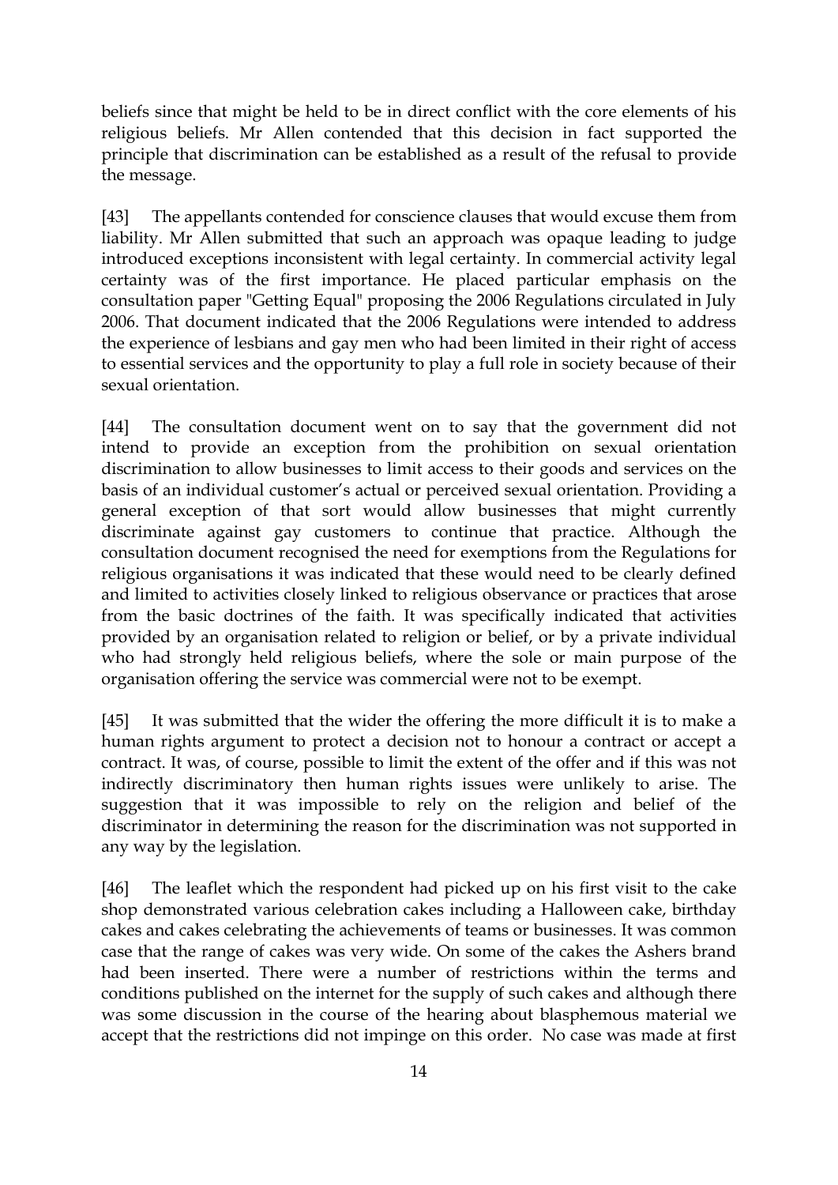beliefs since that might be held to be in direct conflict with the core elements of his religious beliefs. Mr Allen contended that this decision in fact supported the principle that discrimination can be established as a result of the refusal to provide the message.

[43] The appellants contended for conscience clauses that would excuse them from liability. Mr Allen submitted that such an approach was opaque leading to judge introduced exceptions inconsistent with legal certainty. In commercial activity legal certainty was of the first importance. He placed particular emphasis on the consultation paper "Getting Equal" proposing the 2006 Regulations circulated in July 2006. That document indicated that the 2006 Regulations were intended to address the experience of lesbians and gay men who had been limited in their right of access to essential services and the opportunity to play a full role in society because of their sexual orientation.

[44] The consultation document went on to say that the government did not intend to provide an exception from the prohibition on sexual orientation discrimination to allow businesses to limit access to their goods and services on the basis of an individual customer's actual or perceived sexual orientation. Providing a general exception of that sort would allow businesses that might currently discriminate against gay customers to continue that practice. Although the consultation document recognised the need for exemptions from the Regulations for religious organisations it was indicated that these would need to be clearly defined and limited to activities closely linked to religious observance or practices that arose from the basic doctrines of the faith. It was specifically indicated that activities provided by an organisation related to religion or belief, or by a private individual who had strongly held religious beliefs, where the sole or main purpose of the organisation offering the service was commercial were not to be exempt.

[45] It was submitted that the wider the offering the more difficult it is to make a human rights argument to protect a decision not to honour a contract or accept a contract. It was, of course, possible to limit the extent of the offer and if this was not indirectly discriminatory then human rights issues were unlikely to arise. The suggestion that it was impossible to rely on the religion and belief of the discriminator in determining the reason for the discrimination was not supported in any way by the legislation.

[46] The leaflet which the respondent had picked up on his first visit to the cake shop demonstrated various celebration cakes including a Halloween cake, birthday cakes and cakes celebrating the achievements of teams or businesses. It was common case that the range of cakes was very wide. On some of the cakes the Ashers brand had been inserted. There were a number of restrictions within the terms and conditions published on the internet for the supply of such cakes and although there was some discussion in the course of the hearing about blasphemous material we accept that the restrictions did not impinge on this order. No case was made at first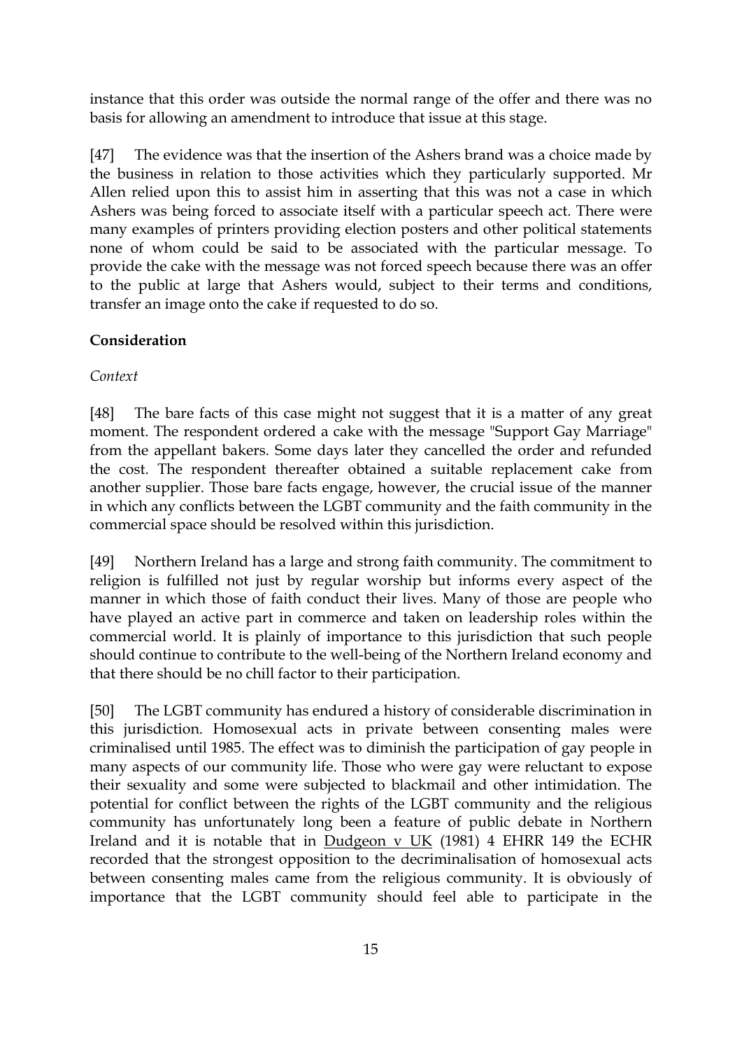instance that this order was outside the normal range of the offer and there was no basis for allowing an amendment to introduce that issue at this stage.

[47] The evidence was that the insertion of the Ashers brand was a choice made by the business in relation to those activities which they particularly supported. Mr Allen relied upon this to assist him in asserting that this was not a case in which Ashers was being forced to associate itself with a particular speech act. There were many examples of printers providing election posters and other political statements none of whom could be said to be associated with the particular message. To provide the cake with the message was not forced speech because there was an offer to the public at large that Ashers would, subject to their terms and conditions, transfer an image onto the cake if requested to do so.

**Consideration**

*Context*

[48] The bare facts of this case might not suggest that it is a matter of any great moment. The respondent ordered a cake with the message "Support Gay Marriage" from the appellant bakers. Some days later they cancelled the order and refunded the cost. The respondent thereafter obtained a suitable replacement cake from another supplier. Those bare facts engage, however, the crucial issue of the manner in which any conflicts between the LGBT community and the faith community in the commercial space should be resolved within this jurisdiction.

[49] Northern Ireland has a large and strong faith community. The commitment to religion is fulfilled not just by regular worship but informs every aspect of the manner in which those of faith conduct their lives. Many of those are people who have played an active part in commerce and taken on leadership roles within the commercial world. It is plainly of importance to this jurisdiction that such people should continue to contribute to the well-being of the Northern Ireland economy and that there should be no chill factor to their participation.

[50] The LGBT community has endured a history of considerable discrimination in this jurisdiction. Homosexual acts in private between consenting males were criminalised until 1985. The effect was to diminish the participation of gay people in many aspects of our community life. Those who were gay were reluctant to expose their sexuality and some were subjected to blackmail and other intimidation. The potential for conflict between the rights of the LGBT community and the religious community has unfortunately long been a feature of public debate in Northern Ireland and it is notable that in Dudgeon v UK (1981) 4 EHRR 149 the ECHR recorded that the strongest opposition to the decriminalisation of homosexual acts between consenting males came from the religious community. It is obviously of importance that the LGBT community should feel able to participate in the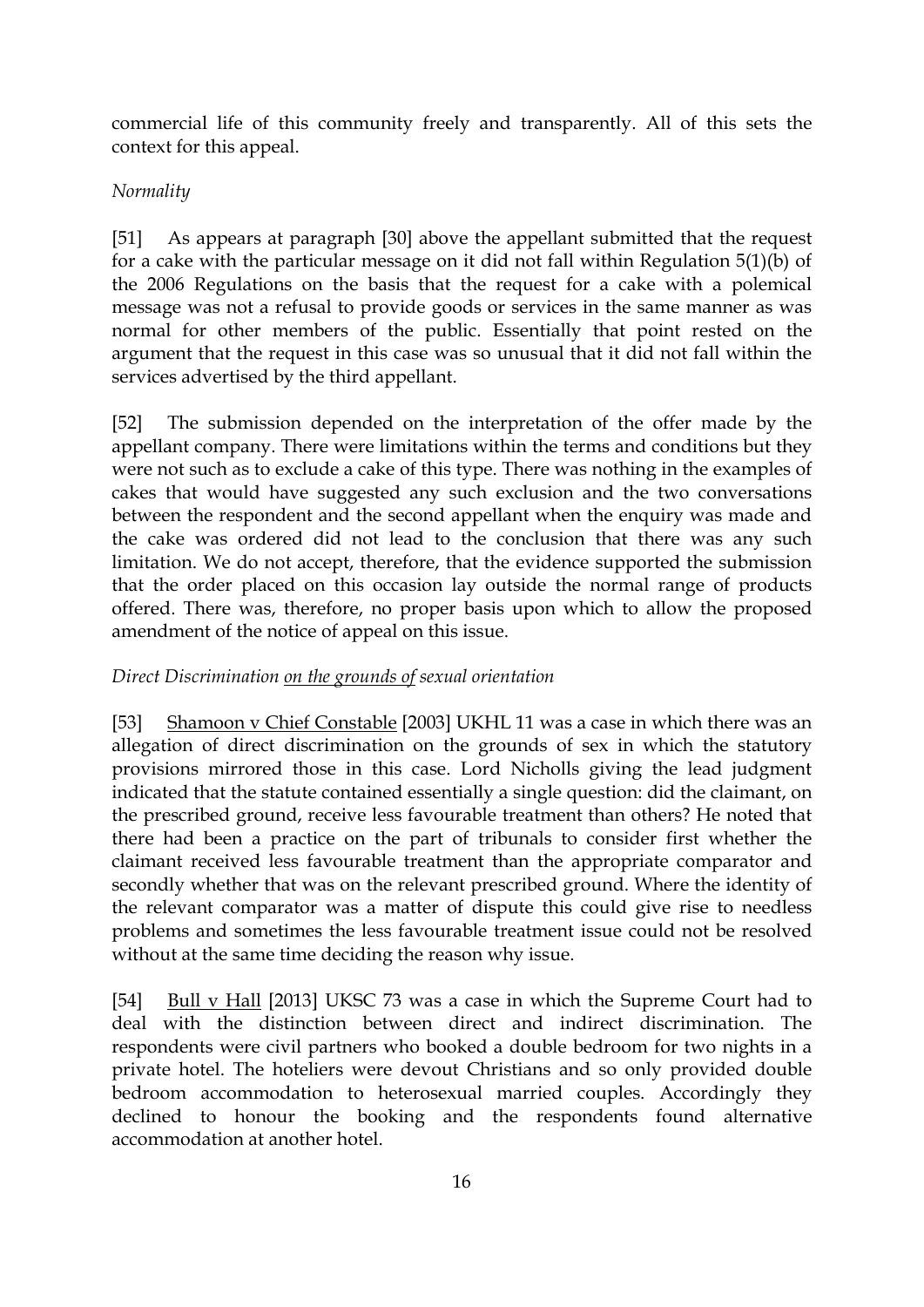commercial life of this community freely and transparently. All of this sets the context for this appeal.

*Normality*

[51] As appears at paragraph [30] above the appellant submitted that the request for a cake with the particular message on it did not fall within Regulation 5(1)(b) of the 2006 Regulations on the basis that the request for a cake with a polemical message was not a refusal to provide goods or services in the same manner as was normal for other members of the public. Essentially that point rested on the argument that the request in this case was so unusual that it did not fall within the services advertised by the third appellant.

[52] The submission depended on the interpretation of the offer made by the appellant company. There were limitations within the terms and conditions but they were not such as to exclude a cake of this type. There was nothing in the examples of cakes that would have suggested any such exclusion and the two conversations between the respondent and the second appellant when the enquiry was made and the cake was ordered did not lead to the conclusion that there was any such limitation. We do not accept, therefore, that the evidence supported the submission that the order placed on this occasion lay outside the normal range of products offered. There was, therefore, no proper basis upon which to allow the proposed amendment of the notice of appeal on this issue.

*Direct Discrimination on the grounds of sexual orientation*

[53] Shamoon v Chief Constable [2003] UKHL 11 was a case in which there was an allegation of direct discrimination on the grounds of sex in which the statutory provisions mirrored those in this case. Lord Nicholls giving the lead judgment indicated that the statute contained essentially a single question: did the claimant, on the prescribed ground, receive less favourable treatment than others? He noted that there had been a practice on the part of tribunals to consider first whether the claimant received less favourable treatment than the appropriate comparator and secondly whether that was on the relevant prescribed ground. Where the identity of the relevant comparator was a matter of dispute this could give rise to needless problems and sometimes the less favourable treatment issue could not be resolved without at the same time deciding the reason why issue.

[54] Bull v Hall [2013] UKSC 73 was a case in which the Supreme Court had to deal with the distinction between direct and indirect discrimination. The respondents were civil partners who booked a double bedroom for two nights in a private hotel. The hoteliers were devout Christians and so only provided double bedroom accommodation to heterosexual married couples. Accordingly they declined to honour the booking and the respondents found alternative accommodation at another hotel.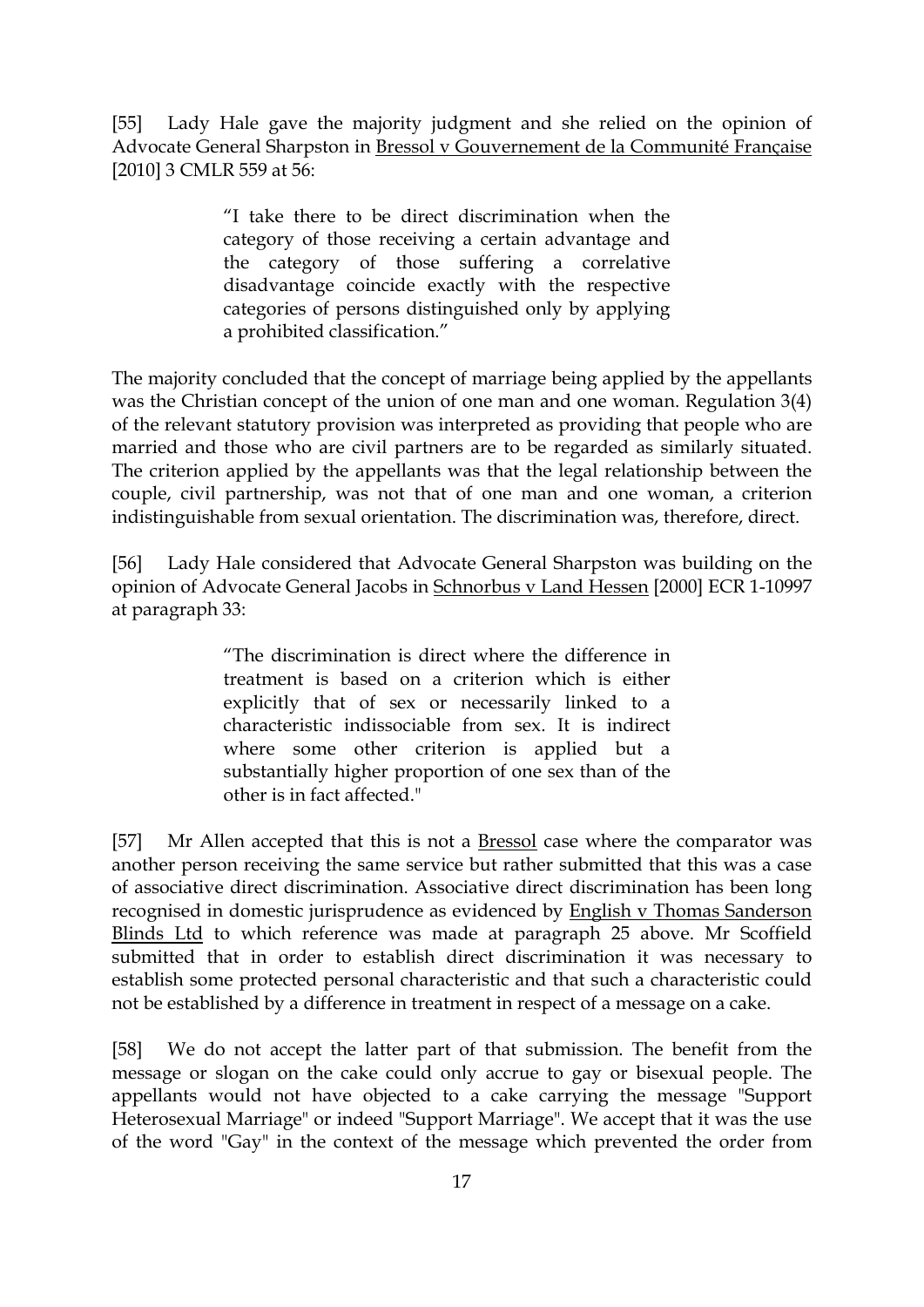[55] Lady Hale gave the majority judgment and she relied on the opinion of Advocate General Sharpston in Bressol v Gouvernement de la Communité Française [2010] 3 CMLR 559 at 56:

> "I take there to be direct discrimination when the category of those receiving a certain advantage and the category of those suffering a correlative disadvantage coincide exactly with the respective categories of persons distinguished only by applying a prohibited classification."

The majority concluded that the concept of marriage being applied by the appellants was the Christian concept of the union of one man and one woman. Regulation 3(4) of the relevant statutory provision was interpreted as providing that people who are married and those who are civil partners are to be regarded as similarly situated. The criterion applied by the appellants was that the legal relationship between the couple, civil partnership, was not that of one man and one woman, a criterion indistinguishable from sexual orientation. The discrimination was, therefore, direct.

[56] Lady Hale considered that Advocate General Sharpston was building on the opinion of Advocate General Jacobs in Schnorbus v Land Hessen [2000] ECR 1-10997 at paragraph 33:

> "The discrimination is direct where the difference in treatment is based on a criterion which is either explicitly that of sex or necessarily linked to a characteristic indissociable from sex. It is indirect where some other criterion is applied but a substantially higher proportion of one sex than of the other is in fact affected."

[57] Mr Allen accepted that this is not a Bressol case where the comparator was another person receiving the same service but rather submitted that this was a case of associative direct discrimination. Associative direct discrimination has been long recognised in domestic jurisprudence as evidenced by English v Thomas Sanderson Blinds Ltd to which reference was made at paragraph 25 above. Mr Scoffield submitted that in order to establish direct discrimination it was necessary to establish some protected personal characteristic and that such a characteristic could not be established by a difference in treatment in respect of a message on a cake.

[58] We do not accept the latter part of that submission. The benefit from the message or slogan on the cake could only accrue to gay or bisexual people. The appellants would not have objected to a cake carrying the message "Support Heterosexual Marriage" or indeed "Support Marriage". We accept that it was the use of the word "Gay" in the context of the message which prevented the order from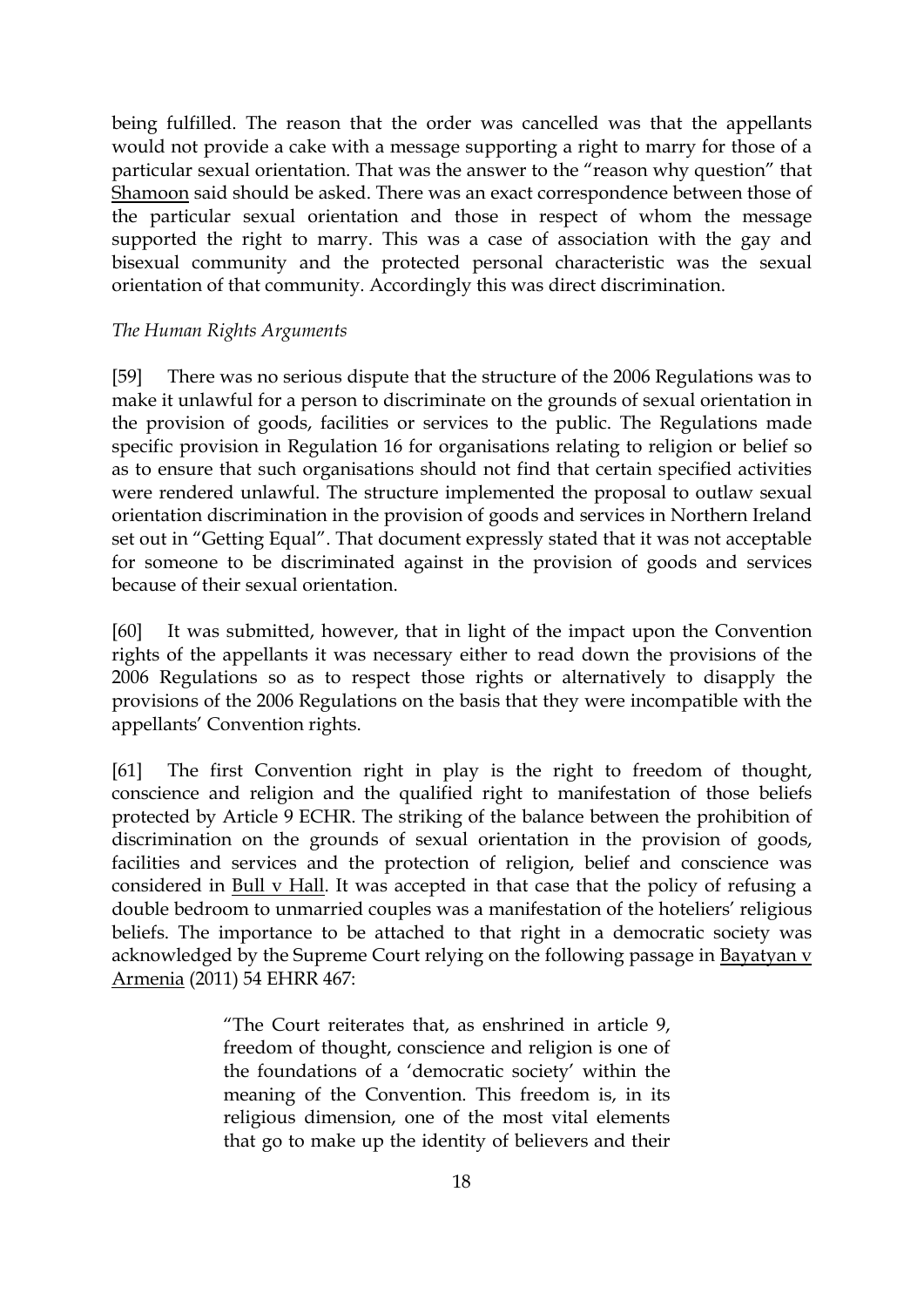being fulfilled. The reason that the order was cancelled was that the appellants would not provide a cake with a message supporting a right to marry for those of a particular sexual orientation. That was the answer to the "reason why question" that Shamoon said should be asked. There was an exact correspondence between those of the particular sexual orientation and those in respect of whom the message supported the right to marry. This was a case of association with the gay and bisexual community and the protected personal characteristic was the sexual orientation of that community. Accordingly this was direct discrimination.

*The Human Rights Arguments*

[59] There was no serious dispute that the structure of the 2006 Regulations was to make it unlawful for a person to discriminate on the grounds of sexual orientation in the provision of goods, facilities or services to the public. The Regulations made specific provision in Regulation 16 for organisations relating to religion or belief so as to ensure that such organisations should not find that certain specified activities were rendered unlawful. The structure implemented the proposal to outlaw sexual orientation discrimination in the provision of goods and services in Northern Ireland set out in "Getting Equal". That document expressly stated that it was not acceptable for someone to be discriminated against in the provision of goods and services because of their sexual orientation.

[60] It was submitted, however, that in light of the impact upon the Convention rights of the appellants it was necessary either to read down the provisions of the 2006 Regulations so as to respect those rights or alternatively to disapply the provisions of the 2006 Regulations on the basis that they were incompatible with the appellants' Convention rights.

[61] The first Convention right in play is the right to freedom of thought, conscience and religion and the qualified right to manifestation of those beliefs protected by Article 9 ECHR. The striking of the balance between the prohibition of discrimination on the grounds of sexual orientation in the provision of goods, facilities and services and the protection of religion, belief and conscience was considered in Bull v Hall. It was accepted in that case that the policy of refusing a double bedroom to unmarried couples was a manifestation of the hoteliers' religious beliefs. The importance to be attached to that right in a democratic society was acknowledged by the Supreme Court relying on the following passage in Bayatyan v Armenia (2011) 54 EHRR 467:

> "The Court reiterates that, as enshrined in article 9, freedom of thought, conscience and religion is one of the foundations of a 'democratic society' within the meaning of the Convention. This freedom is, in its religious dimension, one of the most vital elements that go to make up the identity of believers and their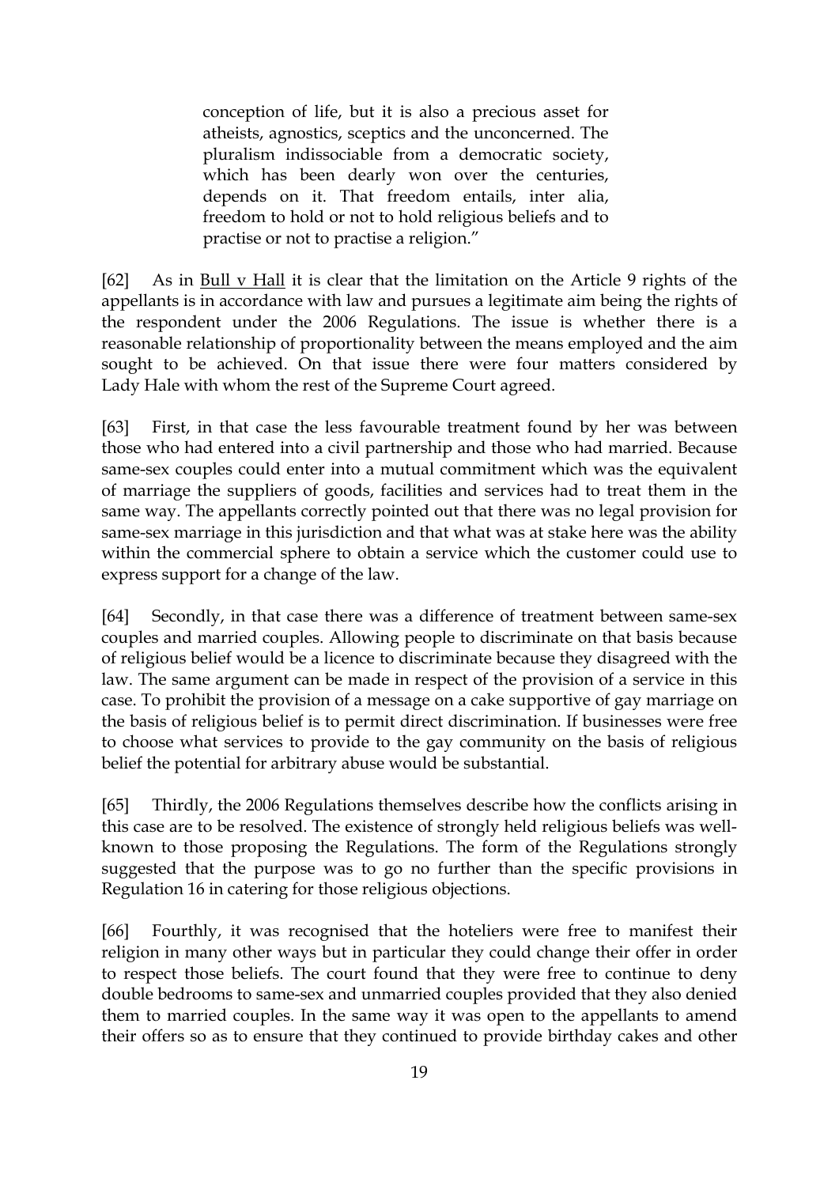> conception of life, but it is also a precious asset for atheists, agnostics, sceptics and the unconcerned. The pluralism indissociable from a democratic society, which has been dearly won over the centuries, depends on it. That freedom entails, inter alia, freedom to hold or not to hold religious beliefs and to practise or not to practise a religion."

[62] As in Bull v Hall it is clear that the limitation on the Article 9 rights of the appellants is in accordance with law and pursues a legitimate aim being the rights of the respondent under the 2006 Regulations. The issue is whether there is a reasonable relationship of proportionality between the means employed and the aim sought to be achieved. On that issue there were four matters considered by Lady Hale with whom the rest of the Supreme Court agreed.

[63] First, in that case the less favourable treatment found by her was between those who had entered into a civil partnership and those who had married. Because same-sex couples could enter into a mutual commitment which was the equivalent of marriage the suppliers of goods, facilities and services had to treat them in the same way. The appellants correctly pointed out that there was no legal provision for same-sex marriage in this jurisdiction and that what was at stake here was the ability within the commercial sphere to obtain a service which the customer could use to express support for a change of the law.

[64] Secondly, in that case there was a difference of treatment between same-sex couples and married couples. Allowing people to discriminate on that basis because of religious belief would be a licence to discriminate because they disagreed with the law. The same argument can be made in respect of the provision of a service in this case. To prohibit the provision of a message on a cake supportive of gay marriage on the basis of religious belief is to permit direct discrimination. If businesses were free to choose what services to provide to the gay community on the basis of religious belief the potential for arbitrary abuse would be substantial.

[65] Thirdly, the 2006 Regulations themselves describe how the conflicts arising in this case are to be resolved. The existence of strongly held religious beliefs was well-known to those proposing the Regulations. The form of the Regulations strongly suggested that the purpose was to go no further than the specific provisions in Regulation 16 in catering for those religious objections.

[66] Fourthly, it was recognised that the hoteliers were free to manifest their religion in many other ways but in particular they could change their offer in order to respect those beliefs. The court found that they were free to continue to deny double bedrooms to same-sex and unmarried couples provided that they also denied them to married couples. In the same way it was open to the appellants to amend their offers so as to ensure that they continued to provide birthday cakes and other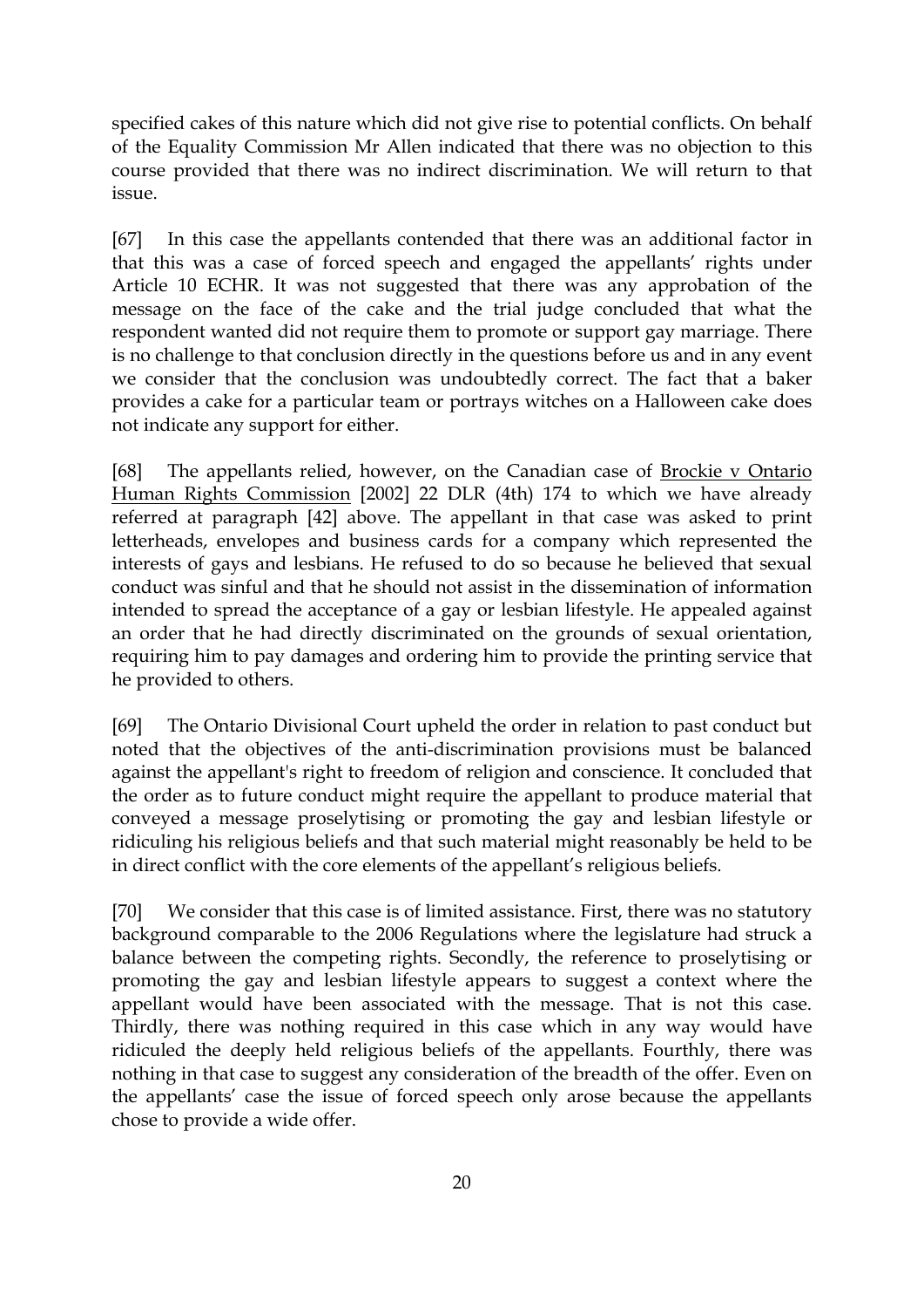specified cakes of this nature which did not give rise to potential conflicts. On behalf of the Equality Commission Mr Allen indicated that there was no objection to this course provided that there was no indirect discrimination. We will return to that issue.

[67] In this case the appellants contended that there was an additional factor in that this was a case of forced speech and engaged the appellants' rights under Article 10 ECHR. It was not suggested that there was any approbation of the message on the face of the cake and the trial judge concluded that what the respondent wanted did not require them to promote or support gay marriage. There is no challenge to that conclusion directly in the questions before us and in any event we consider that the conclusion was undoubtedly correct. The fact that a baker provides a cake for a particular team or portrays witches on a Halloween cake does not indicate any support for either.

[68] The appellants relied, however, on the Canadian case of Brockie v Ontario Human Rights Commission [2002] 22 DLR (4th) 174 to which we have already referred at paragraph [42] above. The appellant in that case was asked to print letterheads, envelopes and business cards for a company which represented the interests of gays and lesbians. He refused to do so because he believed that sexual conduct was sinful and that he should not assist in the dissemination of information intended to spread the acceptance of a gay or lesbian lifestyle. He appealed against an order that he had directly discriminated on the grounds of sexual orientation, requiring him to pay damages and ordering him to provide the printing service that he provided to others.

[69] The Ontario Divisional Court upheld the order in relation to past conduct but noted that the objectives of the anti-discrimination provisions must be balanced against the appellant's right to freedom of religion and conscience. It concluded that the order as to future conduct might require the appellant to produce material that conveyed a message proselytising or promoting the gay and lesbian lifestyle or ridiculing his religious beliefs and that such material might reasonably be held to be in direct conflict with the core elements of the appellant's religious beliefs.

[70] We consider that this case is of limited assistance. First, there was no statutory background comparable to the 2006 Regulations where the legislature had struck a balance between the competing rights. Secondly, the reference to proselytising or promoting the gay and lesbian lifestyle appears to suggest a context where the appellant would have been associated with the message. That is not this case. Thirdly, there was nothing required in this case which in any way would have ridiculed the deeply held religious beliefs of the appellants. Fourthly, there was nothing in that case to suggest any consideration of the breadth of the offer. Even on the appellants' case the issue of forced speech only arose because the appellants chose to provide a wide offer.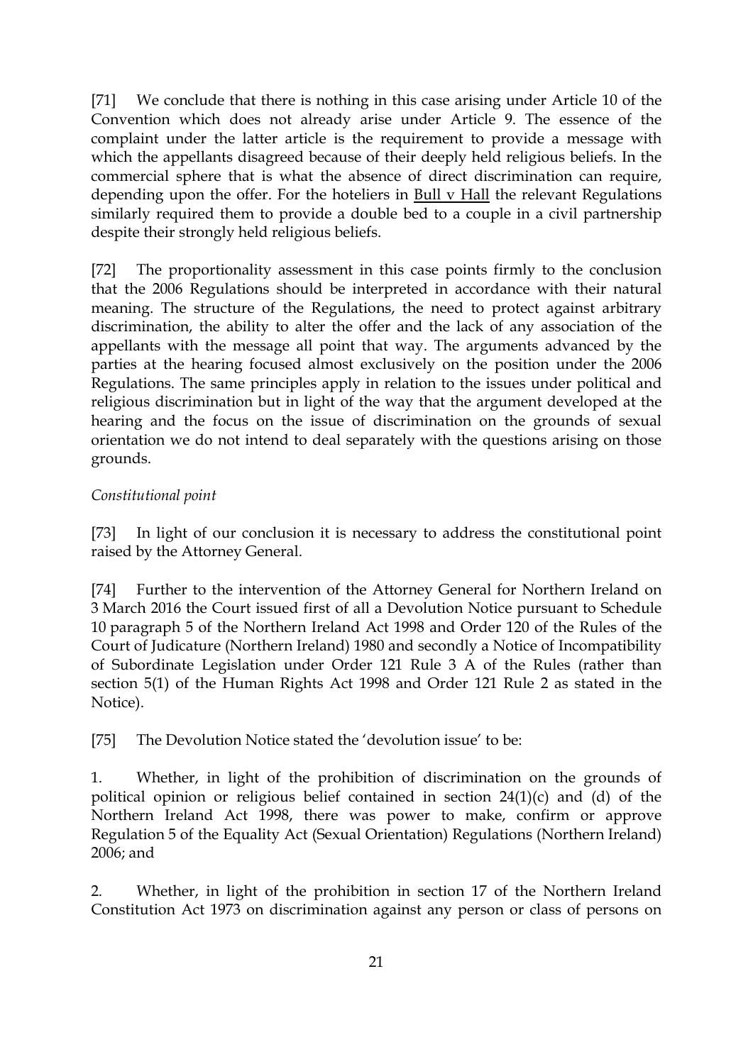[71] We conclude that there is nothing in this case arising under Article 10 of the Convention which does not already arise under Article 9. The essence of the complaint under the latter article is the requirement to provide a message with which the appellants disagreed because of their deeply held religious beliefs. In the commercial sphere that is what the absence of direct discrimination can require, depending upon the offer. For the hoteliers in Bull v Hall the relevant Regulations similarly required them to provide a double bed to a couple in a civil partnership despite their strongly held religious beliefs.

[72] The proportionality assessment in this case points firmly to the conclusion that the 2006 Regulations should be interpreted in accordance with their natural meaning. The structure of the Regulations, the need to protect against arbitrary discrimination, the ability to alter the offer and the lack of any association of the appellants with the message all point that way. The arguments advanced by the parties at the hearing focused almost exclusively on the position under the 2006 Regulations. The same principles apply in relation to the issues under political and religious discrimination but in light of the way that the argument developed at the hearing and the focus on the issue of discrimination on the grounds of sexual orientation we do not intend to deal separately with the questions arising on those grounds.

*Constitutional point*

[73] In light of our conclusion it is necessary to address the constitutional point raised by the Attorney General.

[74] Further to the intervention of the Attorney General for Northern Ireland on 3 March 2016 the Court issued first of all a Devolution Notice pursuant to Schedule 10 paragraph 5 of the Northern Ireland Act 1998 and Order 120 of the Rules of the Court of Judicature (Northern Ireland) 1980 and secondly a Notice of Incompatibility of Subordinate Legislation under Order 121 Rule 3 A of the Rules (rather than section 5(1) of the Human Rights Act 1998 and Order 121 Rule 2 as stated in the Notice).

[75] The Devolution Notice stated the 'devolution issue' to be:

1. Whether, in light of the prohibition of discrimination on the grounds of political opinion or religious belief contained in section 24(1)(c) and (d) of the Northern Ireland Act 1998, there was power to make, confirm or approve Regulation 5 of the Equality Act (Sexual Orientation) Regulations (Northern Ireland) 2006; and

2. Whether, in light of the prohibition in section 17 of the Northern Ireland Constitution Act 1973 on discrimination against any person or class of persons on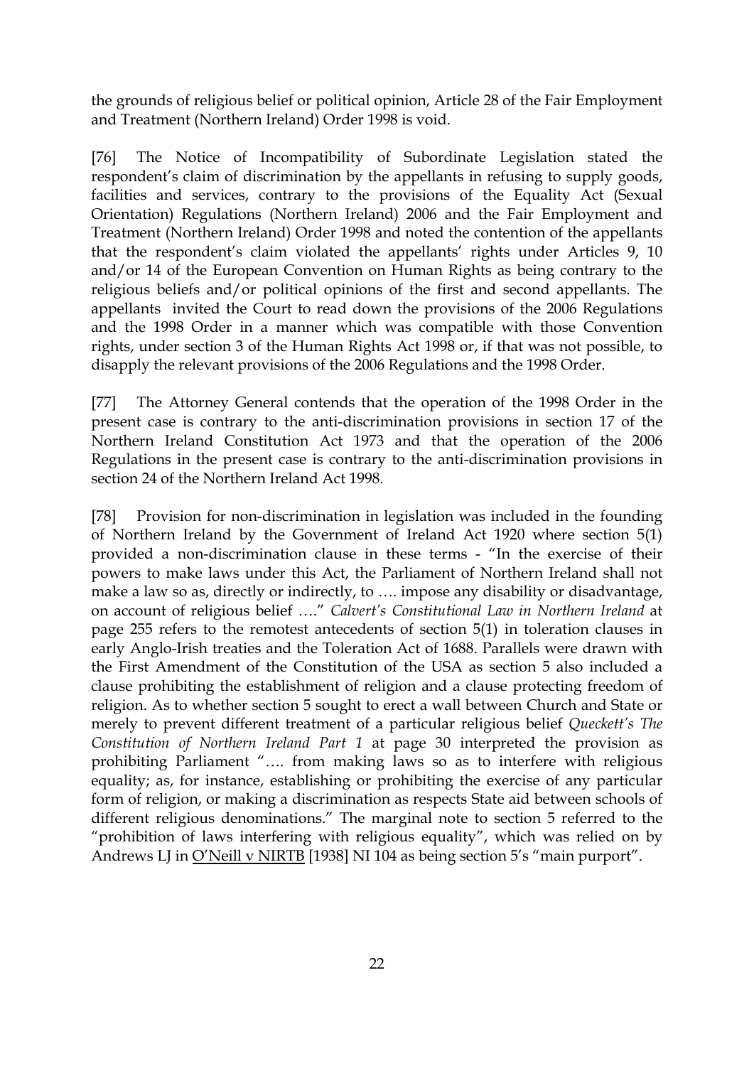the grounds of religious belief or political opinion, Article 28 of the Fair Employment and Treatment (Northern Ireland) Order 1998 is void.

[76] The Notice of Incompatibility of Subordinate Legislation stated the respondent's claim of discrimination by the appellants in refusing to supply goods, facilities and services, contrary to the provisions of the Equality Act (Sexual Orientation) Regulations (Northern Ireland) 2006 and the Fair Employment and Treatment (Northern Ireland) Order 1998 and noted the contention of the appellants that the respondent's claim violated the appellants' rights under Articles 9, 10 and/or 14 of the European Convention on Human Rights as being contrary to the religious beliefs and/or political opinions of the first and second appellants. The appellants invited the Court to read down the provisions of the 2006 Regulations and the 1998 Order in a manner which was compatible with those Convention rights, under section 3 of the Human Rights Act 1998 or, if that was not possible, to disapply the relevant provisions of the 2006 Regulations and the 1998 Order.

[77] The Attorney General contends that the operation of the 1998 Order in the present case is contrary to the anti-discrimination provisions in section 17 of the Northern Ireland Constitution Act 1973 and that the operation of the 2006 Regulations in the present case is contrary to the anti-discrimination provisions in section 24 of the Northern Ireland Act 1998.

[78] Provision for non-discrimination in legislation was included in the founding of Northern Ireland by the Government of Ireland Act 1920 where section 5(1) provided a non-discrimination clause in these terms - "In the exercise of their powers to make laws under this Act, the Parliament of Northern Ireland shall not make a law so as, directly or indirectly, to …. impose any disability or disadvantage, on account of religious belief …." *Calvert's Constitutional Law in Northern Ireland* at page 255 refers to the remotest antecedents of section 5(1) in toleration clauses in early Anglo-Irish treaties and the Toleration Act of 1688. Parallels were drawn with the First Amendment of the Constitution of the USA as section 5 also included a clause prohibiting the establishment of religion and a clause protecting freedom of religion. As to whether section 5 sought to erect a wall between Church and State or merely to prevent different treatment of a particular religious belief *Queckett's The Constitution of Northern Ireland Part 1* at page 30 interpreted the provision as prohibiting Parliament "…. from making laws so as to interfere with religious equality; as, for instance, establishing or prohibiting the exercise of any particular form of religion, or making a discrimination as respects State aid between schools of different religious denominations." The marginal note to section 5 referred to the "prohibition of laws interfering with religious equality", which was relied on by Andrews LJ in O'Neill v NIRTB [1938] NI 104 as being section 5's "main purport".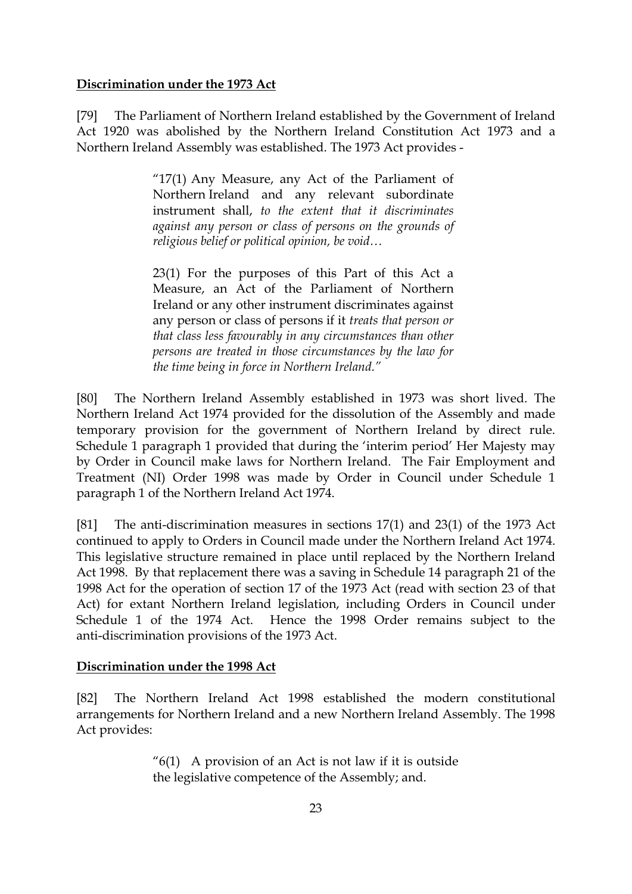**Discrimination under the 1973 Act**

[79] The Parliament of Northern Ireland established by the Government of Ireland Act 1920 was abolished by the Northern Ireland Constitution Act 1973 and a Northern Ireland Assembly was established. The 1973 Act provides -

> "17(1) Any Measure, any Act of the Parliament of Northern Ireland and any relevant subordinate instrument shall, *to the extent that it discriminates against any person or class of persons on the grounds of religious belief or political opinion, be void…*
>
> 23(1) For the purposes of this Part of this Act a Measure, an Act of the Parliament of Northern Ireland or any other instrument discriminates against any person or class of persons if it *treats that person or that class less favourably in any circumstances than other persons are treated in those circumstances by the law for the time being in force in Northern Ireland."*

[80] The Northern Ireland Assembly established in 1973 was short lived. The Northern Ireland Act 1974 provided for the dissolution of the Assembly and made temporary provision for the government of Northern Ireland by direct rule. Schedule 1 paragraph 1 provided that during the 'interim period' Her Majesty may by Order in Council make laws for Northern Ireland. The Fair Employment and Treatment (NI) Order 1998 was made by Order in Council under Schedule 1 paragraph 1 of the Northern Ireland Act 1974.

[81] The anti-discrimination measures in sections 17(1) and 23(1) of the 1973 Act continued to apply to Orders in Council made under the Northern Ireland Act 1974. This legislative structure remained in place until replaced by the Northern Ireland Act 1998. By that replacement there was a saving in Schedule 14 paragraph 21 of the 1998 Act for the operation of section 17 of the 1973 Act (read with section 23 of that Act) for extant Northern Ireland legislation, including Orders in Council under Schedule 1 of the 1974 Act. Hence the 1998 Order remains subject to the anti-discrimination provisions of the 1973 Act.

**Discrimination under the 1998 Act**

[82] The Northern Ireland Act 1998 established the modern constitutional arrangements for Northern Ireland and a new Northern Ireland Assembly. The 1998 Act provides:

> "6(1) A provision of an Act is not law if it is outside the legislative competence of the Assembly; and.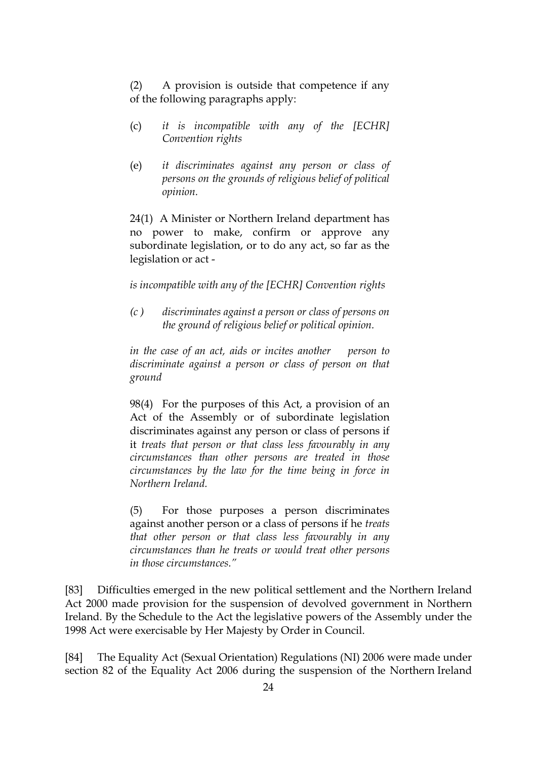(2) A provision is outside that competence if any of the following paragraphs apply:

(c) *it is incompatible with any of the [ECHR] Convention rights*

(e) *it discriminates against any person or class of persons on the grounds of religious belief of political opinion.*

24(1) A Minister or Northern Ireland department has no power to make, confirm or approve any subordinate legislation, or to do any act, so far as the legislation or act -

*is incompatible with any of the [ECHR] Convention rights*

*(c ) discriminates against a person or class of persons on the ground of religious belief or political opinion.*

*in the case of an act, aids or incites another person to discriminate against a person or class of person on that ground*

98(4) For the purposes of this Act, a provision of an Act of the Assembly or of subordinate legislation discriminates against any person or class of persons if it *treats that person or that class less favourably in any circumstances than other persons are treated in those circumstances by the law for the time being in force in Northern Ireland.*

(5) For those purposes a person discriminates against another person or a class of persons if he *treats that other person or that class less favourably in any circumstances than he treats or would treat other persons in those circumstances."*

[83] Difficulties emerged in the new political settlement and the Northern Ireland Act 2000 made provision for the suspension of devolved government in Northern Ireland. By the Schedule to the Act the legislative powers of the Assembly under the 1998 Act were exercisable by Her Majesty by Order in Council.

[84] The Equality Act (Sexual Orientation) Regulations (NI) 2006 were made under section 82 of the Equality Act 2006 during the suspension of the Northern Ireland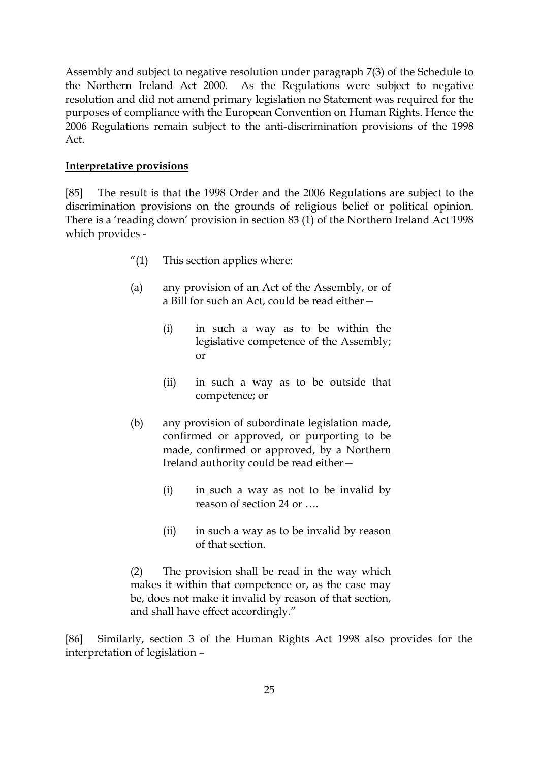Assembly and subject to negative resolution under paragraph 7(3) of the Schedule to the Northern Ireland Act 2000. As the Regulations were subject to negative resolution and did not amend primary legislation no Statement was required for the purposes of compliance with the European Convention on Human Rights. Hence the 2006 Regulations remain subject to the anti-discrimination provisions of the 1998 Act.

**Interpretative provisions**

[85] The result is that the 1998 Order and the 2006 Regulations are subject to the discrimination provisions on the grounds of religious belief or political opinion. There is a 'reading down' provision in section 83 (1) of the Northern Ireland Act 1998 which provides -

> "(1) This section applies where:
>
> (a) any provision of an Act of the Assembly, or of a Bill for such an Act, could be read either—
>
> (i) in such a way as to be within the legislative competence of the Assembly; or
>
> (ii) in such a way as to be outside that competence; or
>
> (b) any provision of subordinate legislation made, confirmed or approved, or purporting to be made, confirmed or approved, by a Northern Ireland authority could be read either—
>
> (i) in such a way as not to be invalid by reason of section 24 or ….
>
> (ii) in such a way as to be invalid by reason of that section.
>
> (2) The provision shall be read in the way which makes it within that competence or, as the case may be, does not make it invalid by reason of that section, and shall have effect accordingly."

[86] Similarly, section 3 of the Human Rights Act 1998 also provides for the interpretation of legislation –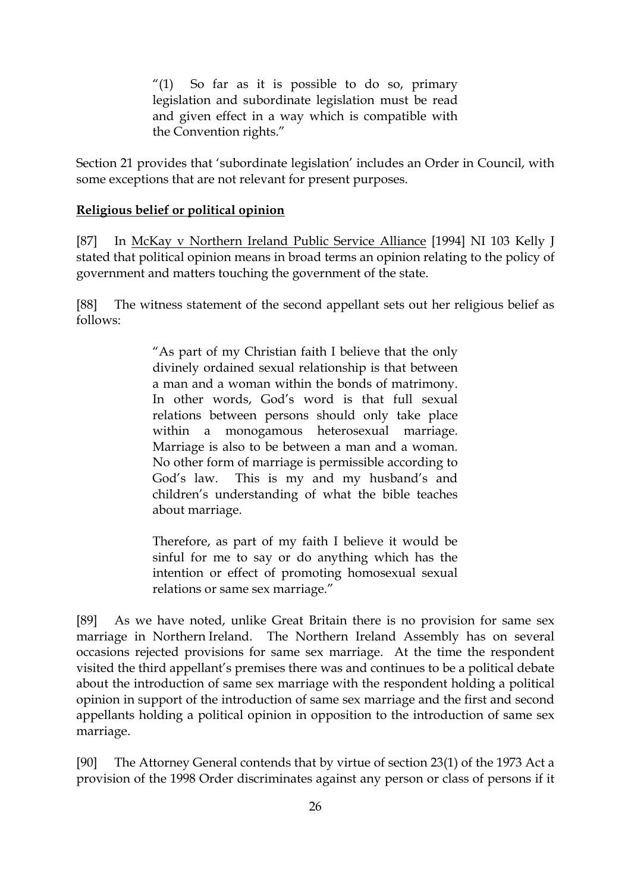> "(1) So far as it is possible to do so, primary legislation and subordinate legislation must be read and given effect in a way which is compatible with the Convention rights."

Section 21 provides that 'subordinate legislation' includes an Order in Council, with some exceptions that are not relevant for present purposes.

**Religious belief or political opinion**

[87] In McKay v Northern Ireland Public Service Alliance [1994] NI 103 Kelly J stated that political opinion means in broad terms an opinion relating to the policy of government and matters touching the government of the state.

[88] The witness statement of the second appellant sets out her religious belief as follows:

> "As part of my Christian faith I believe that the only divinely ordained sexual relationship is that between a man and a woman within the bonds of matrimony. In other words, God's word is that full sexual relations between persons should only take place within a monogamous heterosexual marriage. Marriage is also to be between a man and a woman. No other form of marriage is permissible according to God's law. This is my and my husband's and children's understanding of what the bible teaches about marriage.
>
> Therefore, as part of my faith I believe it would be sinful for me to say or do anything which has the intention or effect of promoting homosexual sexual relations or same sex marriage."

[89] As we have noted, unlike Great Britain there is no provision for same sex marriage in Northern Ireland. The Northern Ireland Assembly has on several occasions rejected provisions for same sex marriage. At the time the respondent visited the third appellant's premises there was and continues to be a political debate about the introduction of same sex marriage with the respondent holding a political opinion in support of the introduction of same sex marriage and the first and second appellants holding a political opinion in opposition to the introduction of same sex marriage.

[90] The Attorney General contends that by virtue of section 23(1) of the 1973 Act a provision of the 1998 Order discriminates against any person or class of persons if it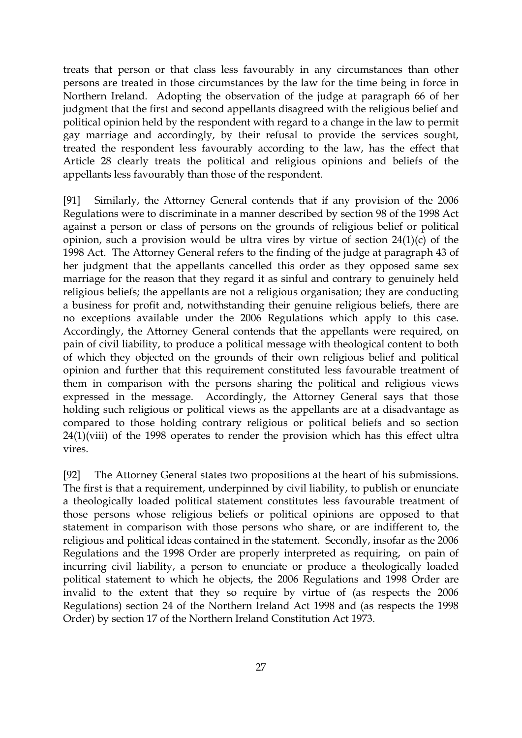treats that person or that class less favourably in any circumstances than other persons are treated in those circumstances by the law for the time being in force in Northern Ireland. Adopting the observation of the judge at paragraph 66 of her judgment that the first and second appellants disagreed with the religious belief and political opinion held by the respondent with regard to a change in the law to permit gay marriage and accordingly, by their refusal to provide the services sought, treated the respondent less favourably according to the law, has the effect that Article 28 clearly treats the political and religious opinions and beliefs of the appellants less favourably than those of the respondent.

[91] Similarly, the Attorney General contends that if any provision of the 2006 Regulations were to discriminate in a manner described by section 98 of the 1998 Act against a person or class of persons on the grounds of religious belief or political opinion, such a provision would be ultra vires by virtue of section 24(1)(c) of the 1998 Act. The Attorney General refers to the finding of the judge at paragraph 43 of her judgment that the appellants cancelled this order as they opposed same sex marriage for the reason that they regard it as sinful and contrary to genuinely held religious beliefs; the appellants are not a religious organisation; they are conducting a business for profit and, notwithstanding their genuine religious beliefs, there are no exceptions available under the 2006 Regulations which apply to this case. Accordingly, the Attorney General contends that the appellants were required, on pain of civil liability, to produce a political message with theological content to both of which they objected on the grounds of their own religious belief and political opinion and further that this requirement constituted less favourable treatment of them in comparison with the persons sharing the political and religious views expressed in the message. Accordingly, the Attorney General says that those holding such religious or political views as the appellants are at a disadvantage as compared to those holding contrary religious or political beliefs and so section 24(1)(viii) of the 1998 operates to render the provision which has this effect ultra vires.

[92] The Attorney General states two propositions at the heart of his submissions. The first is that a requirement, underpinned by civil liability, to publish or enunciate a theologically loaded political statement constitutes less favourable treatment of those persons whose religious beliefs or political opinions are opposed to that statement in comparison with those persons who share, or are indifferent to, the religious and political ideas contained in the statement. Secondly, insofar as the 2006 Regulations and the 1998 Order are properly interpreted as requiring, on pain of incurring civil liability, a person to enunciate or produce a theologically loaded political statement to which he objects, the 2006 Regulations and 1998 Order are invalid to the extent that they so require by virtue of (as respects the 2006 Regulations) section 24 of the Northern Ireland Act 1998 and (as respects the 1998 Order) by section 17 of the Northern Ireland Constitution Act 1973.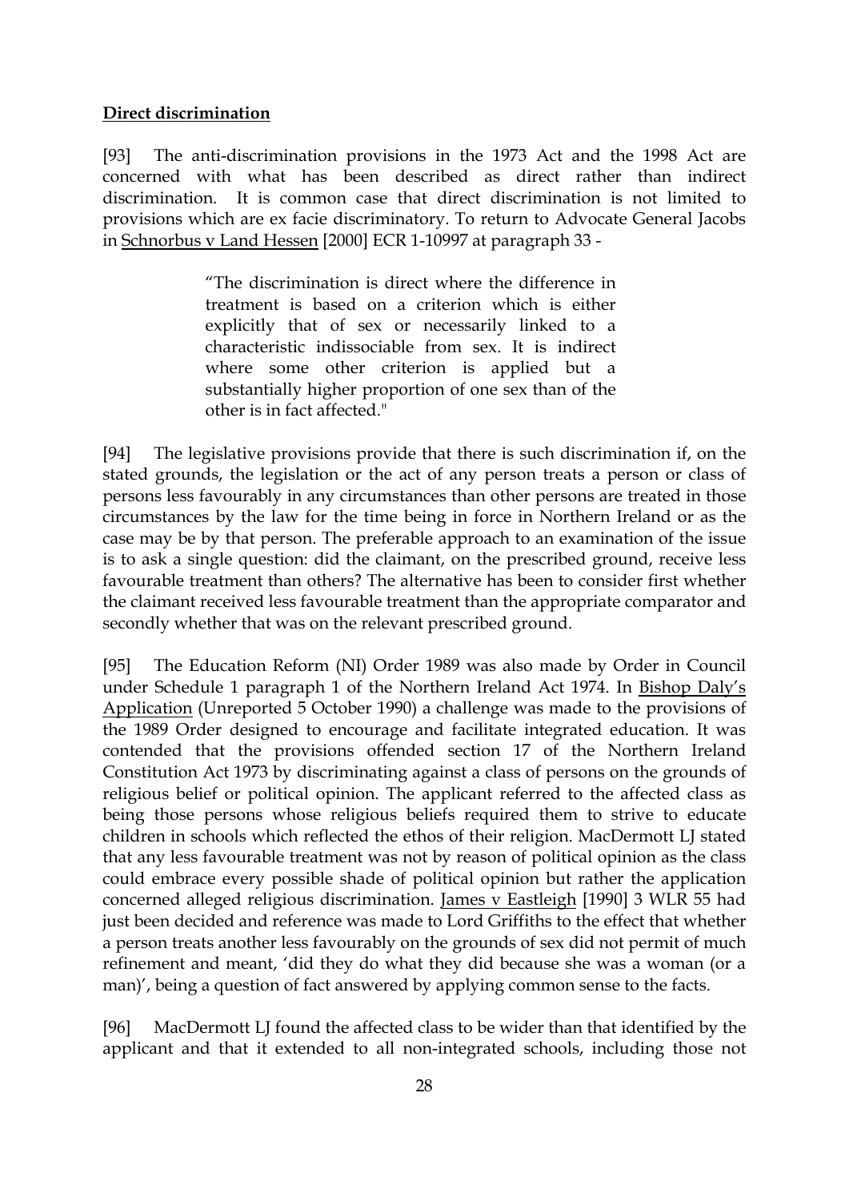**Direct discrimination**

[93] The anti-discrimination provisions in the 1973 Act and the 1998 Act are concerned with what has been described as direct rather than indirect discrimination. It is common case that direct discrimination is not limited to provisions which are ex facie discriminatory. To return to Advocate General Jacobs in Schnorbus v Land Hessen [2000] ECR 1-10997 at paragraph 33 -

> "The discrimination is direct where the difference in treatment is based on a criterion which is either explicitly that of sex or necessarily linked to a characteristic indissociable from sex. It is indirect where some other criterion is applied but a substantially higher proportion of one sex than of the other is in fact affected."

[94] The legislative provisions provide that there is such discrimination if, on the stated grounds, the legislation or the act of any person treats a person or class of persons less favourably in any circumstances than other persons are treated in those circumstances by the law for the time being in force in Northern Ireland or as the case may be by that person. The preferable approach to an examination of the issue is to ask a single question: did the claimant, on the prescribed ground, receive less favourable treatment than others? The alternative has been to consider first whether the claimant received less favourable treatment than the appropriate comparator and secondly whether that was on the relevant prescribed ground.

[95] The Education Reform (NI) Order 1989 was also made by Order in Council under Schedule 1 paragraph 1 of the Northern Ireland Act 1974. In Bishop Daly's Application (Unreported 5 October 1990) a challenge was made to the provisions of the 1989 Order designed to encourage and facilitate integrated education. It was contended that the provisions offended section 17 of the Northern Ireland Constitution Act 1973 by discriminating against a class of persons on the grounds of religious belief or political opinion. The applicant referred to the affected class as being those persons whose religious beliefs required them to strive to educate children in schools which reflected the ethos of their religion. MacDermott LJ stated that any less favourable treatment was not by reason of political opinion as the class could embrace every possible shade of political opinion but rather the application concerned alleged religious discrimination. James v Eastleigh [1990] 3 WLR 55 had just been decided and reference was made to Lord Griffiths to the effect that whether a person treats another less favourably on the grounds of sex did not permit of much refinement and meant, 'did they do what they did because she was a woman (or a man)', being a question of fact answered by applying common sense to the facts.

[96] MacDermott LJ found the affected class to be wider than that identified by the applicant and that it extended to all non-integrated schools, including those not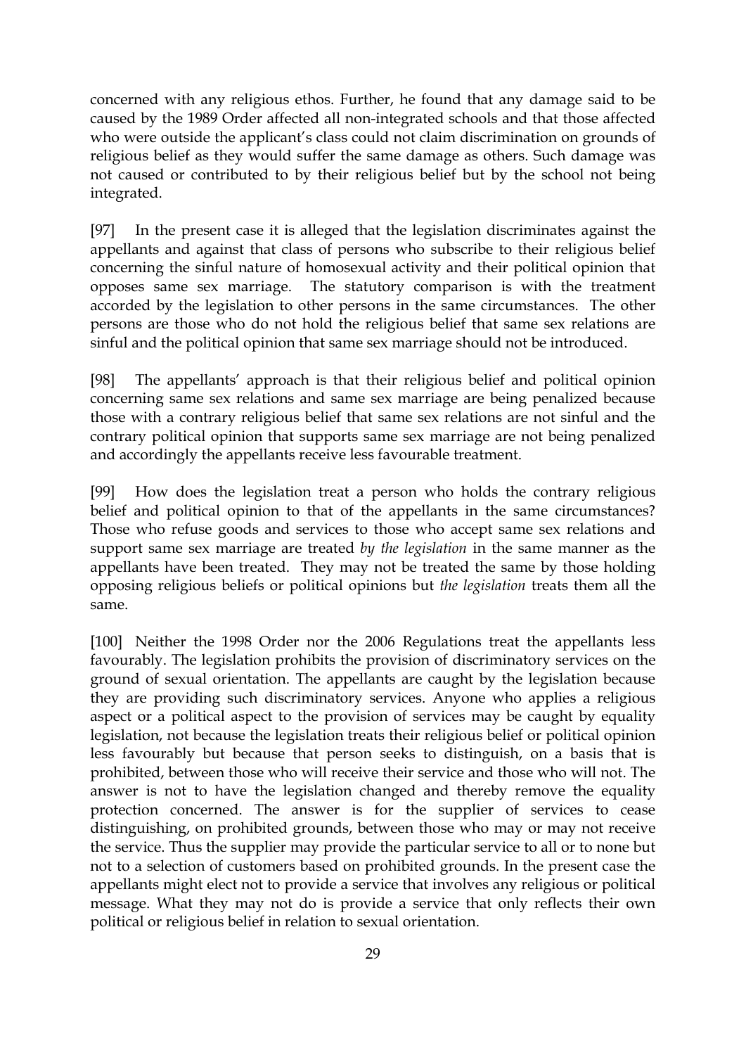concerned with any religious ethos. Further, he found that any damage said to be caused by the 1989 Order affected all non-integrated schools and that those affected who were outside the applicant's class could not claim discrimination on grounds of religious belief as they would suffer the same damage as others. Such damage was not caused or contributed to by their religious belief but by the school not being integrated.

[97] In the present case it is alleged that the legislation discriminates against the appellants and against that class of persons who subscribe to their religious belief concerning the sinful nature of homosexual activity and their political opinion that opposes same sex marriage. The statutory comparison is with the treatment accorded by the legislation to other persons in the same circumstances. The other persons are those who do not hold the religious belief that same sex relations are sinful and the political opinion that same sex marriage should not be introduced.

[98] The appellants' approach is that their religious belief and political opinion concerning same sex relations and same sex marriage are being penalized because those with a contrary religious belief that same sex relations are not sinful and the contrary political opinion that supports same sex marriage are not being penalized and accordingly the appellants receive less favourable treatment.

[99] How does the legislation treat a person who holds the contrary religious belief and political opinion to that of the appellants in the same circumstances? Those who refuse goods and services to those who accept same sex relations and support same sex marriage are treated *by the legislation* in the same manner as the appellants have been treated. They may not be treated the same by those holding opposing religious beliefs or political opinions but *the legislation* treats them all the same.

[100] Neither the 1998 Order nor the 2006 Regulations treat the appellants less favourably. The legislation prohibits the provision of discriminatory services on the ground of sexual orientation. The appellants are caught by the legislation because they are providing such discriminatory services. Anyone who applies a religious aspect or a political aspect to the provision of services may be caught by equality legislation, not because the legislation treats their religious belief or political opinion less favourably but because that person seeks to distinguish, on a basis that is prohibited, between those who will receive their service and those who will not. The answer is not to have the legislation changed and thereby remove the equality protection concerned. The answer is for the supplier of services to cease distinguishing, on prohibited grounds, between those who may or may not receive the service. Thus the supplier may provide the particular service to all or to none but not to a selection of customers based on prohibited grounds. In the present case the appellants might elect not to provide a service that involves any religious or political message. What they may not do is provide a service that only reflects their own political or religious belief in relation to sexual orientation.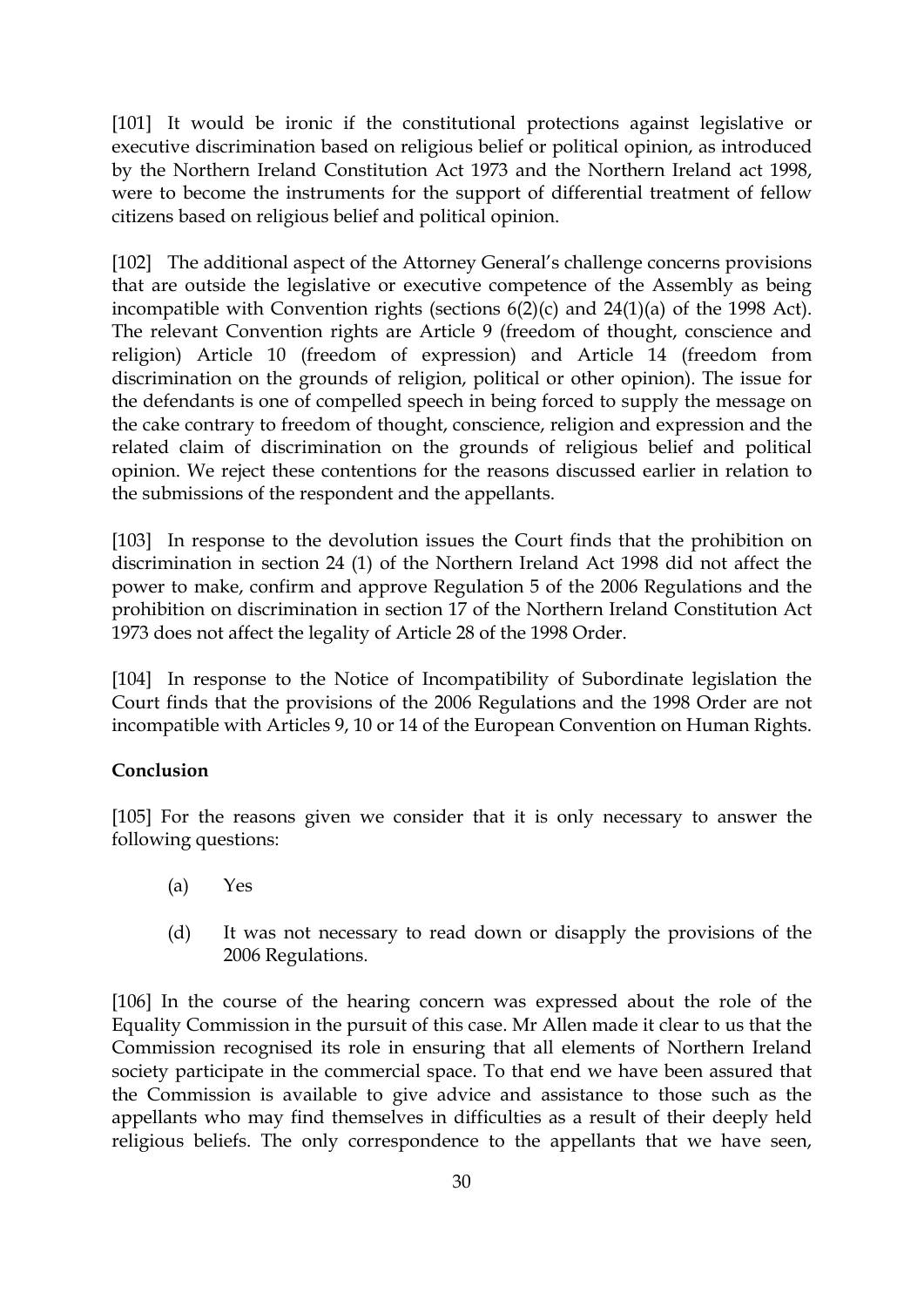[101] It would be ironic if the constitutional protections against legislative or executive discrimination based on religious belief or political opinion, as introduced by the Northern Ireland Constitution Act 1973 and the Northern Ireland act 1998, were to become the instruments for the support of differential treatment of fellow citizens based on religious belief and political opinion.

[102] The additional aspect of the Attorney General's challenge concerns provisions that are outside the legislative or executive competence of the Assembly as being incompatible with Convention rights (sections 6(2)(c) and 24(1)(a) of the 1998 Act). The relevant Convention rights are Article 9 (freedom of thought, conscience and religion) Article 10 (freedom of expression) and Article 14 (freedom from discrimination on the grounds of religion, political or other opinion). The issue for the defendants is one of compelled speech in being forced to supply the message on the cake contrary to freedom of thought, conscience, religion and expression and the related claim of discrimination on the grounds of religious belief and political opinion. We reject these contentions for the reasons discussed earlier in relation to the submissions of the respondent and the appellants.

[103] In response to the devolution issues the Court finds that the prohibition on discrimination in section 24 (1) of the Northern Ireland Act 1998 did not affect the power to make, confirm and approve Regulation 5 of the 2006 Regulations and the prohibition on discrimination in section 17 of the Northern Ireland Constitution Act 1973 does not affect the legality of Article 28 of the 1998 Order.

[104] In response to the Notice of Incompatibility of Subordinate legislation the Court finds that the provisions of the 2006 Regulations and the 1998 Order are not incompatible with Articles 9, 10 or 14 of the European Convention on Human Rights.

**Conclusion**

[105] For the reasons given we consider that it is only necessary to answer the following questions:

(a) Yes

(d) It was not necessary to read down or disapply the provisions of the 2006 Regulations.

[106] In the course of the hearing concern was expressed about the role of the Equality Commission in the pursuit of this case. Mr Allen made it clear to us that the Commission recognised its role in ensuring that all elements of Northern Ireland society participate in the commercial space. To that end we have been assured that the Commission is available to give advice and assistance to those such as the appellants who may find themselves in difficulties as a result of their deeply held religious beliefs. The only correspondence to the appellants that we have seen,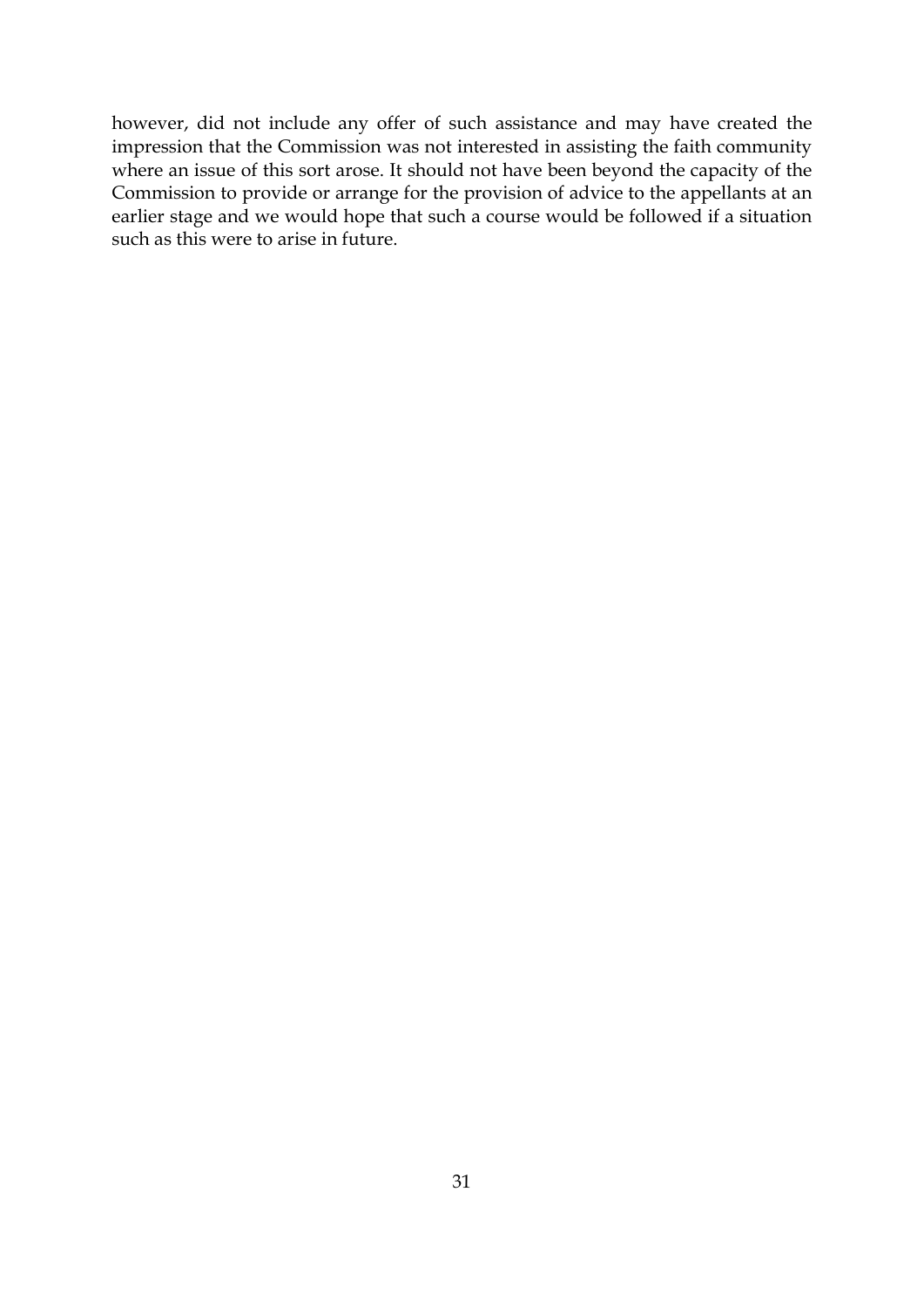however, did not include any offer of such assistance and may have created the impression that the Commission was not interested in assisting the faith community where an issue of this sort arose. It should not have been beyond the capacity of the Commission to provide or arrange for the provision of advice to the appellants at an earlier stage and we would hope that such a course would be followed if a situation such as this were to arise in future.